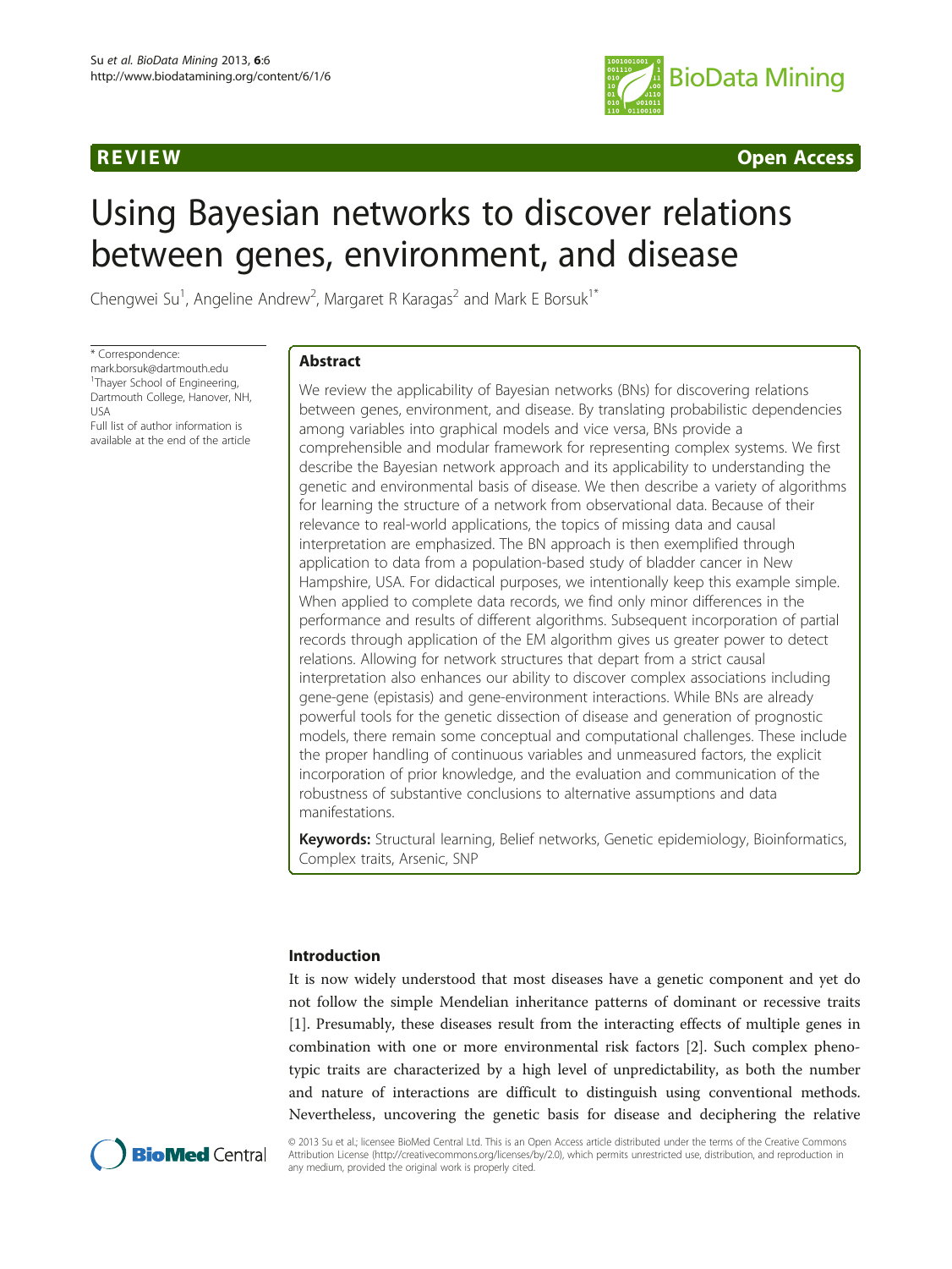REVIEW Open Access

# Using Bayesian networks to discover relations between genes, environment, and disease

Chengwei Su[1], Angeline Andrew[2], Margaret R Karagas[2] and Mark E Borsuk[1*]

\* Correspondence: mark.borsuk@dartmouth.edu
[1]Thayer School of Engineering, Dartmouth College, Hanover, NH, USA
Full list of author information is available at the end of the article

## Abstract

We review the applicability of Bayesian networks (BNs) for discovering relations between genes, environment, and disease. By translating probabilistic dependencies among variables into graphical models and vice versa, BNs provide a comprehensible and modular framework for representing complex systems. We first describe the Bayesian network approach and its applicability to understanding the genetic and environmental basis of disease. We then describe a variety of algorithms for learning the structure of a network from observational data. Because of their relevance to real-world applications, the topics of missing data and causal interpretation are emphasized. The BN approach is then exemplified through application to data from a population-based study of bladder cancer in New Hampshire, USA. For didactical purposes, we intentionally keep this example simple. When applied to complete data records, we find only minor differences in the performance and results of different algorithms. Subsequent incorporation of partial records through application of the EM algorithm gives us greater power to detect relations. Allowing for network structures that depart from a strict causal interpretation also enhances our ability to discover complex associations including gene-gene (epistasis) and gene-environment interactions. While BNs are already powerful tools for the genetic dissection of disease and generation of prognostic models, there remain some conceptual and computational challenges. These include the proper handling of continuous variables and unmeasured factors, the explicit incorporation of prior knowledge, and the evaluation and communication of the robustness of substantive conclusions to alternative assumptions and data manifestations.

**Keywords:** Structural learning, Belief networks, Genetic epidemiology, Bioinformatics, Complex traits, Arsenic, SNP

## Introduction

It is now widely understood that most diseases have a genetic component and yet do not follow the simple Mendelian inheritance patterns of dominant and recessive traits [1]. Presumably, these diseases result from the interacting effects of multiple genes in combination with one or more environmental risk factors [2]. Such complex phenotypic traits are characterized by a high level of unpredictability, as both the number and nature of interactions are difficult to distinguish using conventional methods. Nevertheless, uncovering the genetic basis for disease and deciphering the relative

© 2013 Su et al.; licensee BioMed Central Ltd. This is an Open Access article distributed under the terms of the Creative Commons Attribution License (http://creativecommons.org/licenses/by/2.0), which permits unrestricted use, distribution, and reproduction in any medium, provided the original work is properly cited.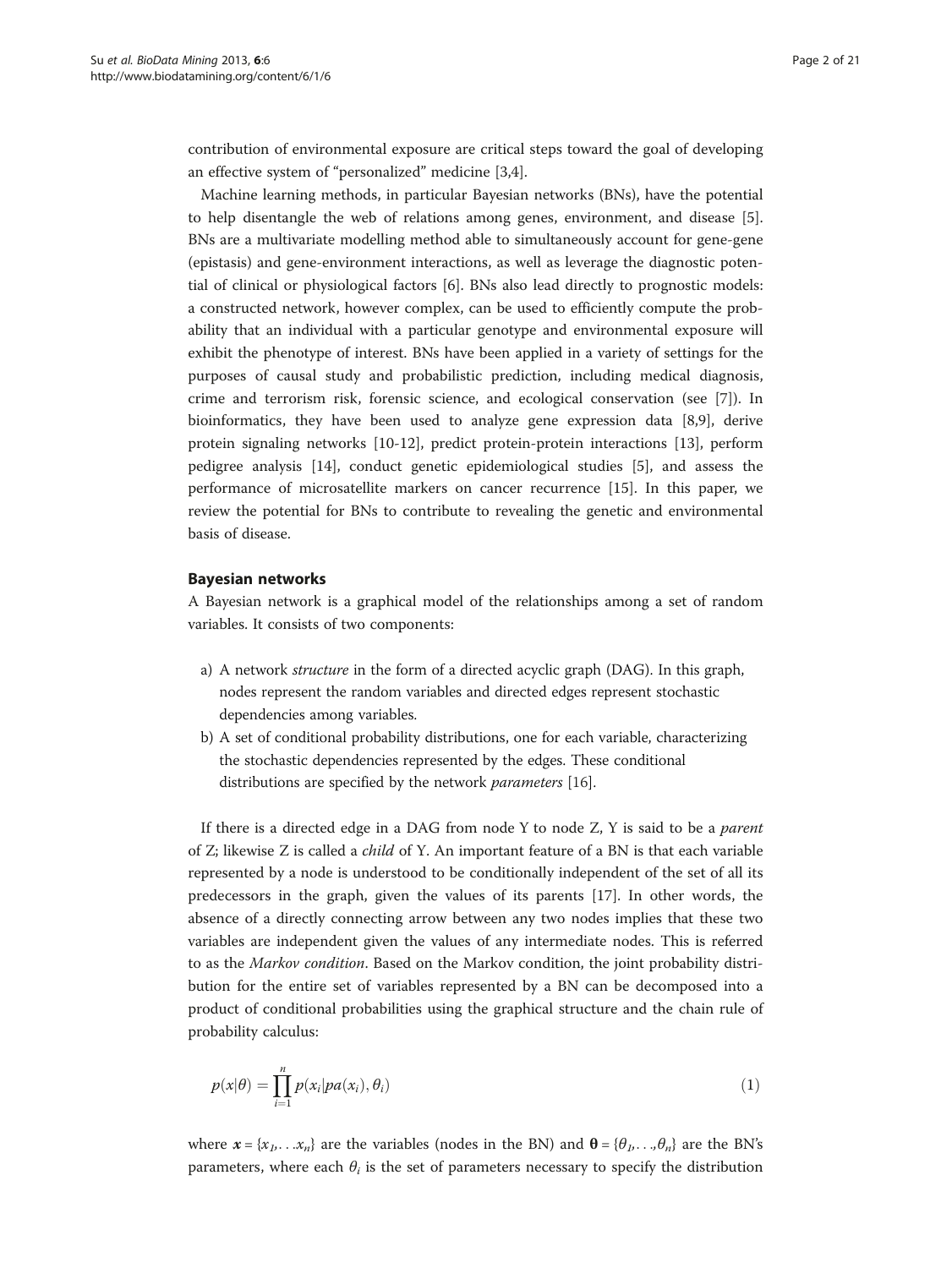contribution of environmental exposure are critical steps toward the goal of developing an effective system of "personalized" medicine [3,4].

Machine learning methods, in particular Bayesian networks (BNs), have the potential to help disentangle the web of relations among genes, environment, and disease [5]. BNs are a multivariate modelling method able to simultaneously account for gene-gene (epistasis) and gene-environment interactions, as well as leverage the diagnostic potential of clinical or physiological factors [6]. BNs also lead directly to prognostic models: a constructed network, however complex, can be used to efficiently compute the probability that an individual with a particular genotype and environmental exposure will exhibit the phenotype of interest. BNs have been applied in a variety of settings for the purposes of causal study and probabilistic prediction, including medical diagnosis, crime and terrorism risk, forensic science, and ecological conservation (see [7]). In bioinformatics, they have been used to analyze gene expression data [8,9], derive protein signaling networks [10-12], predict protein-protein interactions [13], perform pedigree analysis [14], conduct genetic epidemiological studies [5], and assess the performance of microsatellite markers on cancer recurrence [15]. In this paper, we review the potential for BNs to contribute to revealing the genetic and environmental basis of disease.

## Bayesian networks

A Bayesian network is a graphical model of the relationships among a set of random variables. It consists of two components:

a) A network *structure* in the form of a directed acyclic graph (DAG). In this graph, nodes represent the random variables and directed edges represent stochastic dependencies among variables.
b) A set of conditional probability distributions, one for each variable, characterizing the stochastic dependencies represented by the edges. These conditional distributions are specified by the network *parameters* [16].

If there is a directed edge in a DAG from node Y to node Z, Y is said to be a *parent* of Z; likewise Z is called a *child* of Y. An important feature of a BN is that each variable represented by a node is understood to be conditionally independent of the set of all its predecessors in the graph, given the values of its parents [17]. In other words, the absence of a directly connecting arrow between any two nodes implies that these two variables are independent given the values of any intermediate nodes. This is referred to as the *Markov condition*. Based on the Markov condition, the joint probability distribution for the entire set of variables represented by a BN can be decomposed into a product of conditional probabilities using the graphical structure and the chain rule of probability calculus:

$$p(x|\theta) = \prod_{i=1}^{n} p(x_i|pa(x_i), \theta_i) \tag{1}$$

where $\boldsymbol{x} = \{x_1, \ldots x_n\}$ are the variables (nodes in the BN) and $\boldsymbol{\theta} = \{\theta_1, \ldots, \theta_n\}$ are the BN's parameters, where each $\theta_i$ is the set of parameters necessary to specify the distribution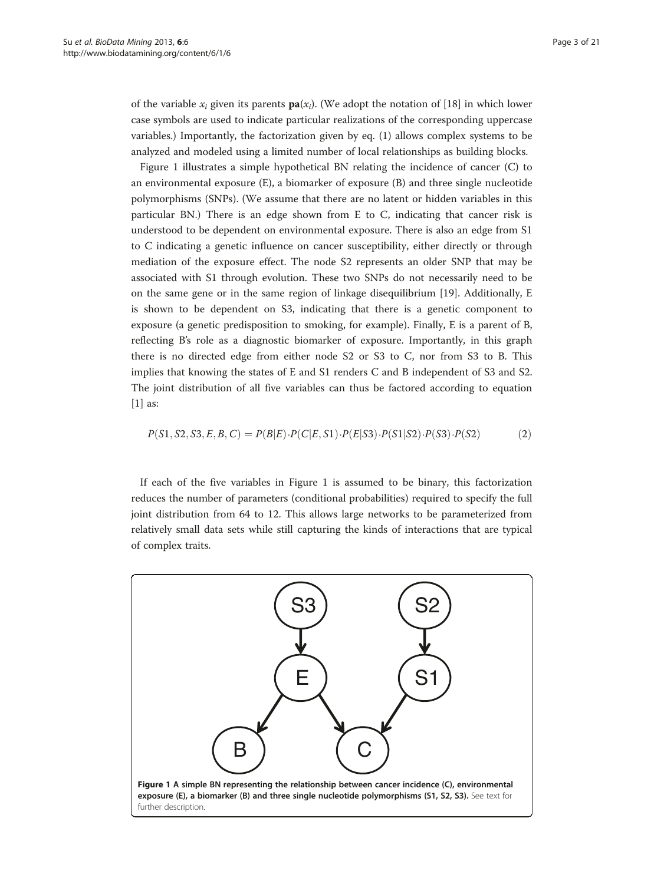of the variable $x_i$ given its parents $\mathbf{pa}(x_i)$. (We adopt the notation of [18] in which lower case symbols are used to indicate particular realizations of the corresponding uppercase variables.) Importantly, the factorization given by eq. (1) allows complex systems to be analyzed and modeled using a limited number of local relationships as building blocks.

Figure 1 illustrates a simple hypothetical BN relating the incidence of cancer (C) to an environmental exposure (E), a biomarker of exposure (B) and three single nucleotide polymorphisms (SNPs). (We assume that there are no latent or hidden variables in this particular BN.) There is an edge shown from E to C, indicating that cancer risk is understood to be dependent on environmental exposure. There is also an edge from S1 to C indicating a genetic influence on cancer susceptibility, either directly or through mediation of the exposure effect. The node S2 represents an older SNP that may be associated with S1 through evolution. These two SNPs do not necessarily need to be on the same gene or in the same region of linkage disequilibrium [19]. Additionally, E is shown to be dependent on S3, indicating that there is a genetic component to exposure (a genetic predisposition to smoking, for example). Finally, E is a parent of B, reflecting B's role as a diagnostic biomarker of exposure. Importantly, in this graph there is no directed edge from either node S2 or S3 to C, nor from S3 to B. This implies that knowing the states of E and S1 renders C and B independent of S3 and S2. The joint distribution of all five variables can thus be factored according to equation [1] as:

$$P(S1, S2, S3, E, B, C) = P(B|E) \cdot P(C|E, S1) \cdot P(E|S3) \cdot P(S1|S2) \cdot P(S3) \cdot P(S2) \tag{2}$$

If each of the five variables in Figure 1 is assumed to be binary, this factorization reduces the number of parameters (conditional probabilities) required to specify the full joint distribution from 64 to 12. This allows large networks to be parameterized from relatively small data sets while still capturing the kinds of interactions that are typical of complex traits.

**Figure 1 A simple BN representing the relationship between cancer incidence (C), environmental exposure (E), a biomarker (B) and three single nucleotide polymorphisms (S1, S2, S3).** See text for further description.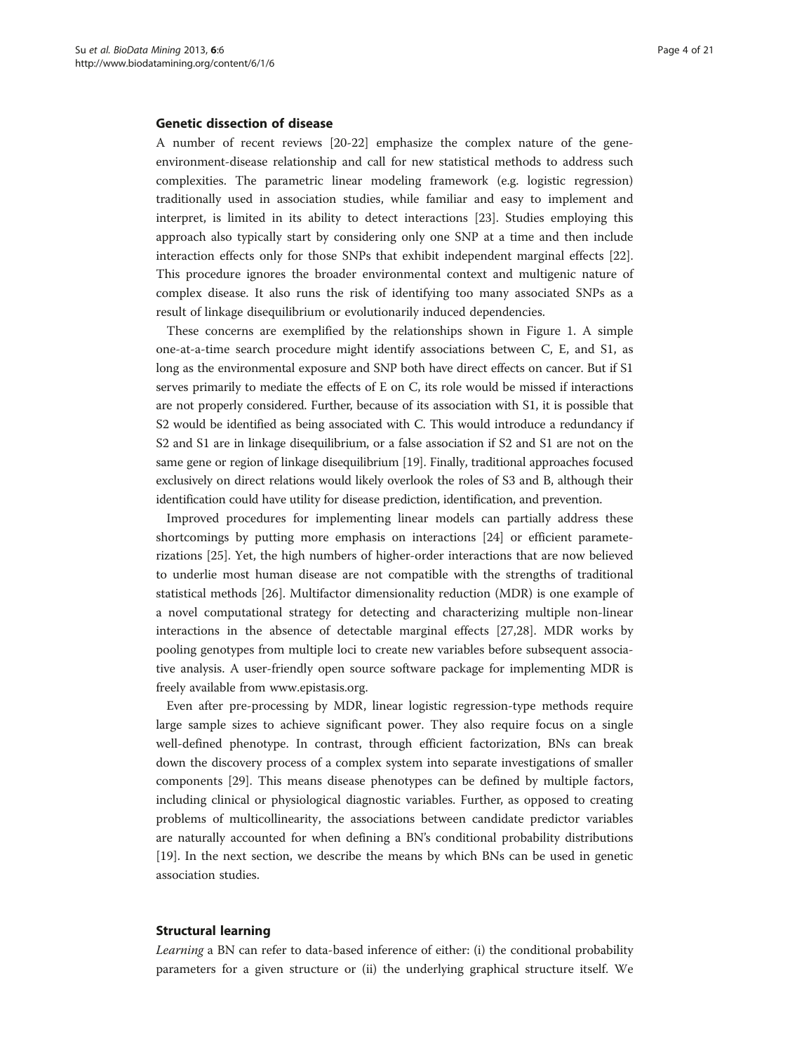## Genetic dissection of disease

A number of recent reviews [20-22] emphasize the complex nature of the gene-environment-disease relationship and call for new statistical methods to address such complexities. The parametric linear modeling framework (e.g. logistic regression) traditionally used in association studies, while familiar and easy to implement and interpret, is limited in its ability to detect interactions [23]. Studies employing this approach also typically start by considering only one SNP at a time and then include interaction effects only for those SNPs that exhibit independent marginal effects [22]. This procedure ignores the broader environmental context and multigenic nature of complex disease. It also runs the risk of identifying too many associated SNPs as a result of linkage disequilibrium or evolutionarily induced dependencies.

These concerns are exemplified by the relationships shown in Figure 1. A simple one-at-a-time search procedure might identify associations between C, E, and S1, as long as the environmental exposure and SNP both have direct effects on cancer. But if S1 serves primarily to mediate the effects of E on C, its role would be missed if interactions are not properly considered. Further, because of its association with S1, it is possible that S2 would be identified as being associated with C. This would introduce a redundancy if S2 and S1 are in linkage disequilibrium, or a false association if S2 and S1 are not on the same gene or region of linkage disequilibrium [19]. Finally, traditional approaches focused exclusively on direct relations would likely overlook the roles of S3 and B, although their identification could have utility for disease prediction, identification, and prevention.

Improved procedures for implementing linear models can partially address these shortcomings by putting more emphasis on interactions [24] or efficient parameterizations [25]. Yet, the high numbers of higher-order interactions that are now believed to underlie most human disease are not compatible with the strengths of traditional statistical methods [26]. Multifactor dimensionality reduction (MDR) is one example of a novel computational strategy for detecting and characterizing multiple non-linear interactions in the absence of detectable marginal effects [27,28]. MDR works by pooling genotypes from multiple loci to create new variables before subsequent associative analysis. A user-friendly open source software package for implementing MDR is freely available from www.epistasis.org.

Even after pre-processing by MDR, linear logistic regression-type methods require large sample sizes to achieve significant power. They also require focus on a single well-defined phenotype. In contrast, through efficient factorization, BNs can break down the discovery process of a complex system into separate investigations of smaller components [29]. This means disease phenotypes can be defined by multiple factors, including clinical or physiological diagnostic variables. Further, as opposed to creating problems of multicollinearity, the associations between candidate predictor variables are naturally accounted for when defining a BN's conditional probability distributions [19]. In the next section, we describe the means by which BNs can be used in genetic association studies.

## Structural learning

*Learning* a BN can refer to data-based inference of either: (i) the conditional probability parameters for a given structure or (ii) the underlying graphical structure itself. We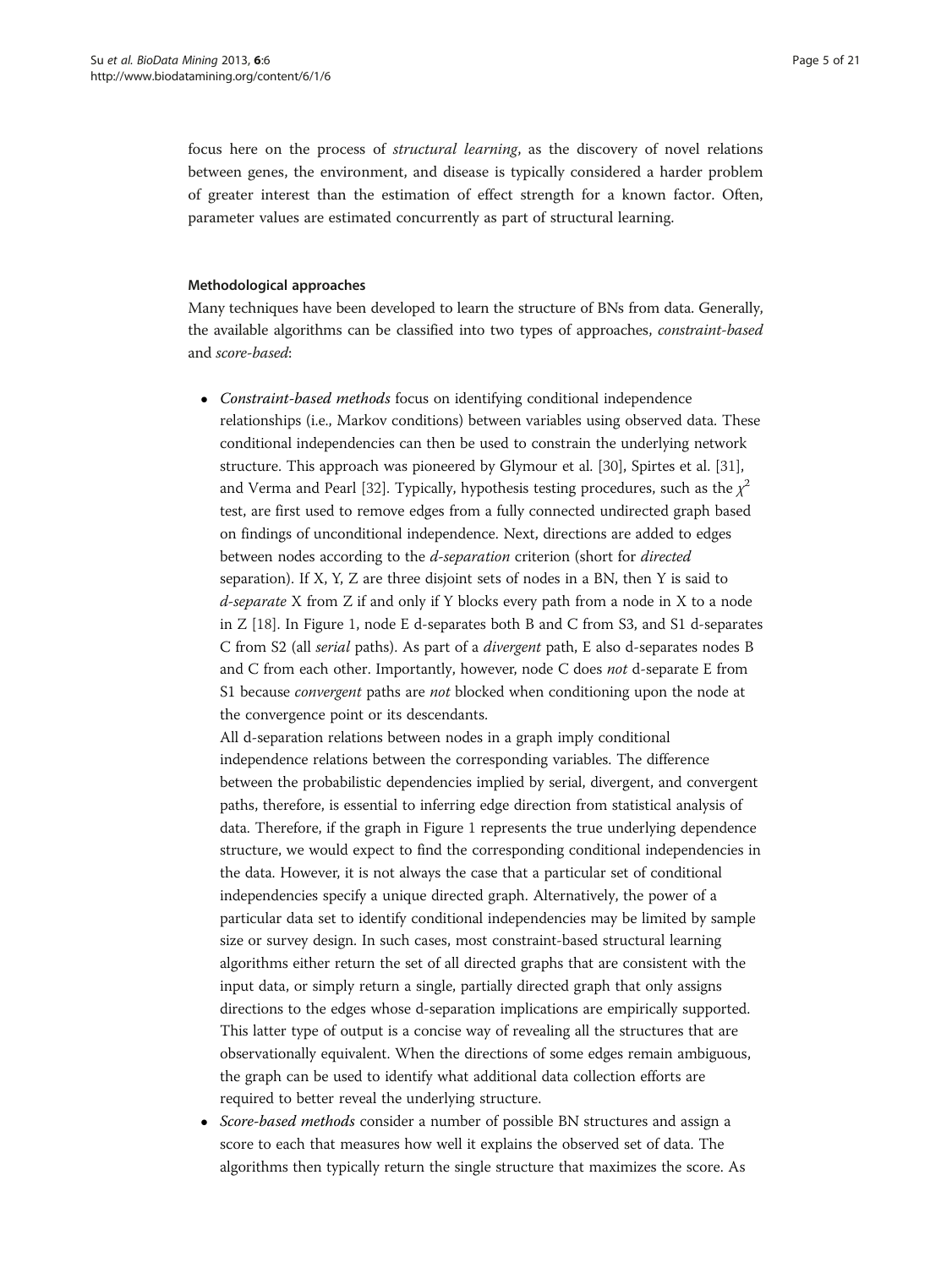focus here on the process of *structural learning*, as the discovery of novel relations between genes, the environment, and disease is typically considered a harder problem of greater interest than the estimation of effect strength for a known factor. Often, parameter values are estimated concurrently as part of structural learning.

### Methodological approaches

Many techniques have been developed to learn the structure of BNs from data. Generally, the available algorithms can be classified into two types of approaches, *constraint-based* and *score-based*:

- *Constraint-based methods* focus on identifying conditional independence relationships (i.e., Markov conditions) between variables using observed data. These conditional independencies can then be used to constrain the underlying network structure. This approach was pioneered by Glymour et al. [30], Spirtes et al. [31], and Verma and Pearl [32]. Typically, hypothesis testing procedures, such as the $\chi^2$ test, are first used to remove edges from a fully connected undirected graph based on findings of unconditional independence. Next, directions are added to edges between nodes according to the *d-separation* criterion (short for *directed* separation). If X, Y, Z are three disjoint sets of nodes in a BN, then Y is said to *d-separate* X from Z if and only if Y blocks every path from a node in X to a node in Z [18]. In Figure 1, node E d-separates both B and C from S3, and S1 d-separates C from S2 (all *serial* paths). As part of a *divergent* path, E also d-separates nodes B and C from each other. Importantly, however, node C does *not* d-separate E from S1 because *convergent* paths are *not* blocked when conditioning upon the node at the convergence point or its descendants.

  All d-separation relations between nodes in a graph imply conditional independence relations between the corresponding variables. The difference between the probabilistic dependencies implied by serial, divergent, and convergent paths, therefore, is essential to inferring edge direction from statistical analysis of data. Therefore, if the graph in Figure 1 represents the true underlying dependence structure, we would expect to find the corresponding conditional independencies in the data. However, it is not always the case that a particular set of conditional independencies specify a unique directed graph. Alternatively, the power of a particular data set to identify conditional independencies may be limited by sample size or survey design. In such cases, most constraint-based structural learning algorithms either return the set of all directed graphs that are consistent with the input data, or simply return a single, partially directed graph that only assigns directions to the edges whose d-separation implications are empirically supported. This latter type of output is a concise way of revealing all the structures that are observationally equivalent. When the directions of some edges remain ambiguous, the graph can be used to identify what additional data collection efforts are required to better reveal the underlying structure.

- *Score-based methods* consider a number of possible BN structures and assign a score to each that measures how well it explains the observed set of data. The algorithms then typically return the single structure that maximizes the score. As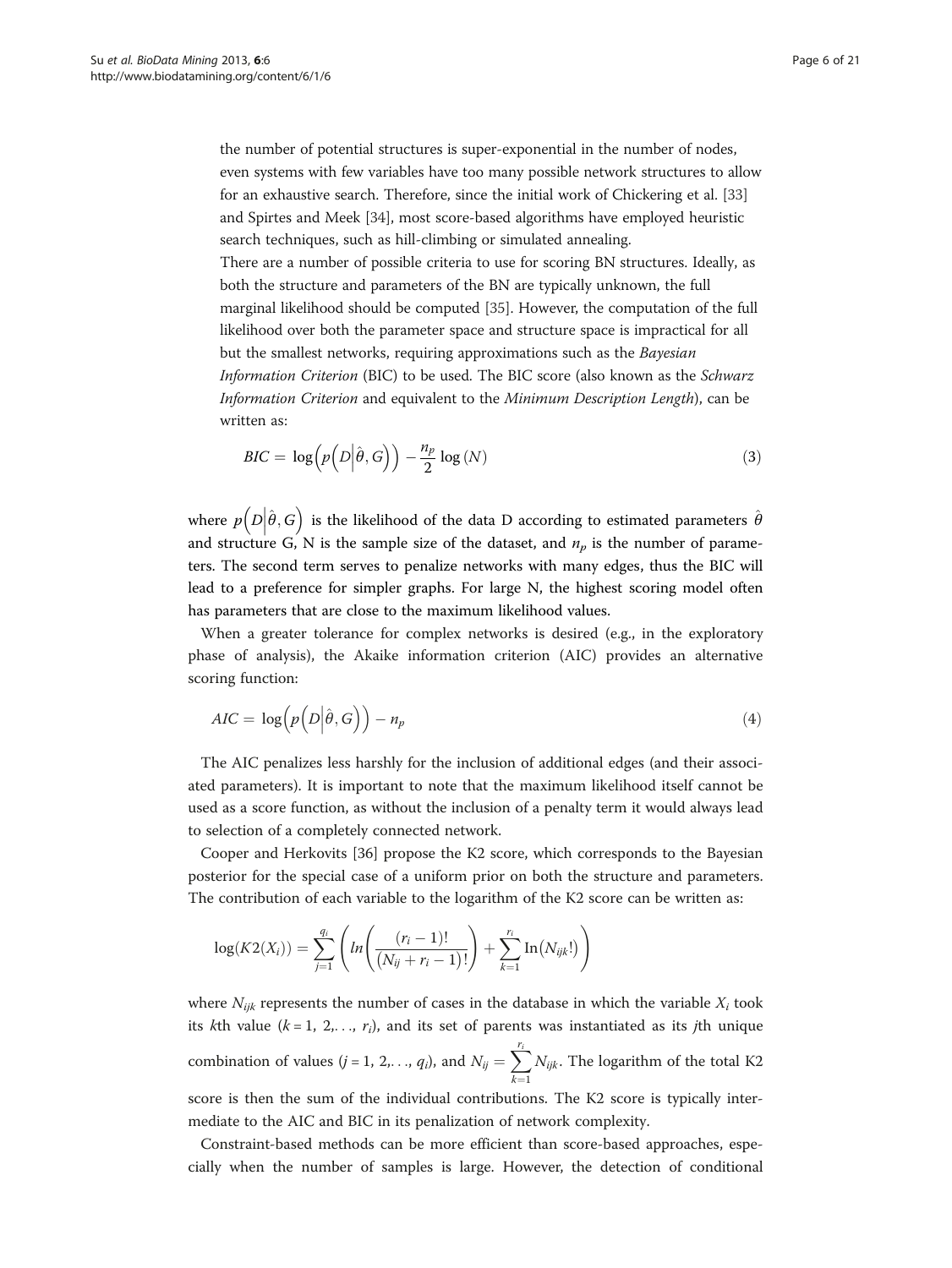the number of potential structures is super-exponential in the number of nodes, even systems with few variables have too many possible network structures to allow for an exhaustive search. Therefore, since the initial work of Chickering et al. [33] and Spirtes and Meek [34], most score-based algorithms have employed heuristic search techniques, such as hill-climbing or simulated annealing.

There are a number of possible criteria to use for scoring BN structures. Ideally, as both the structure and parameters of the BN are typically unknown, the full marginal likelihood should be computed [35]. However, the computation of the full likelihood over both the parameter space and structure space is impractical for all but the smallest networks, requiring approximations such as the *Bayesian Information Criterion* (BIC) to be used. The BIC score (also known as the *Schwarz Information Criterion* and equivalent to the *Minimum Description Length*), can be written as:

$$BIC = \log\left(p\left(D\middle|\hat{\theta}, G\right)\right) - \frac{n_p}{2}\log(N) \tag{3}$$

where $p\left(D\middle|\hat{\theta}, G\right)$ is the likelihood of the data D according to estimated parameters $\hat{\theta}$ and structure G, N is the sample size of the dataset, and $n_p$ is the number of parameters. The second term serves to penalize networks with many edges, thus the BIC will lead to a preference for simpler graphs. For large N, the highest scoring model often has parameters that are close to the maximum likelihood values.

When a greater tolerance for complex networks is desired (e.g., in the exploratory phase of analysis), the Akaike information criterion (AIC) provides an alternative scoring function:

$$AIC = \log\left(p\left(D\middle|\hat{\theta}, G\right)\right) - n_p \tag{4}$$

The AIC penalizes less harshly for the inclusion of additional edges (and their associated parameters). It is important to note that the maximum likelihood itself cannot be used as a score function, as without the inclusion of a penalty term it would always lead to selection of a completely connected network.

Cooper and Herkovits [36] propose the K2 score, which corresponds to the Bayesian posterior for the special case of a uniform prior on both the structure and parameters. The contribution of each variable to the logarithm of the K2 score can be written as:

$$\log(K2(X_i)) = \sum_{j=1}^{q_i}\left(ln\left(\frac{(r_i-1)!}{(N_{ij}+r_i-1)!}\right) + \sum_{k=1}^{r_i}\text{In}(N_{ijk}!)\right)$$

where $N_{ijk}$ represents the number of cases in the database in which the variable $X_i$ took its $k$th value ($k = 1, 2,\ldots, r_i$), and its set of parents was instantiated as its $j$th unique combination of values ($j = 1, 2,\ldots, q_i$), and $N_{ij} = \sum_{k=1}^{r_i} N_{ijk}$. The logarithm of the total K2 score is then the sum of the individual contributions. The K2 score is typically intermediate to the AIC and BIC in its penalization of network complexity.

Constraint-based methods can be more efficient than score-based approaches, especially when the number of samples is large. However, the detection of conditional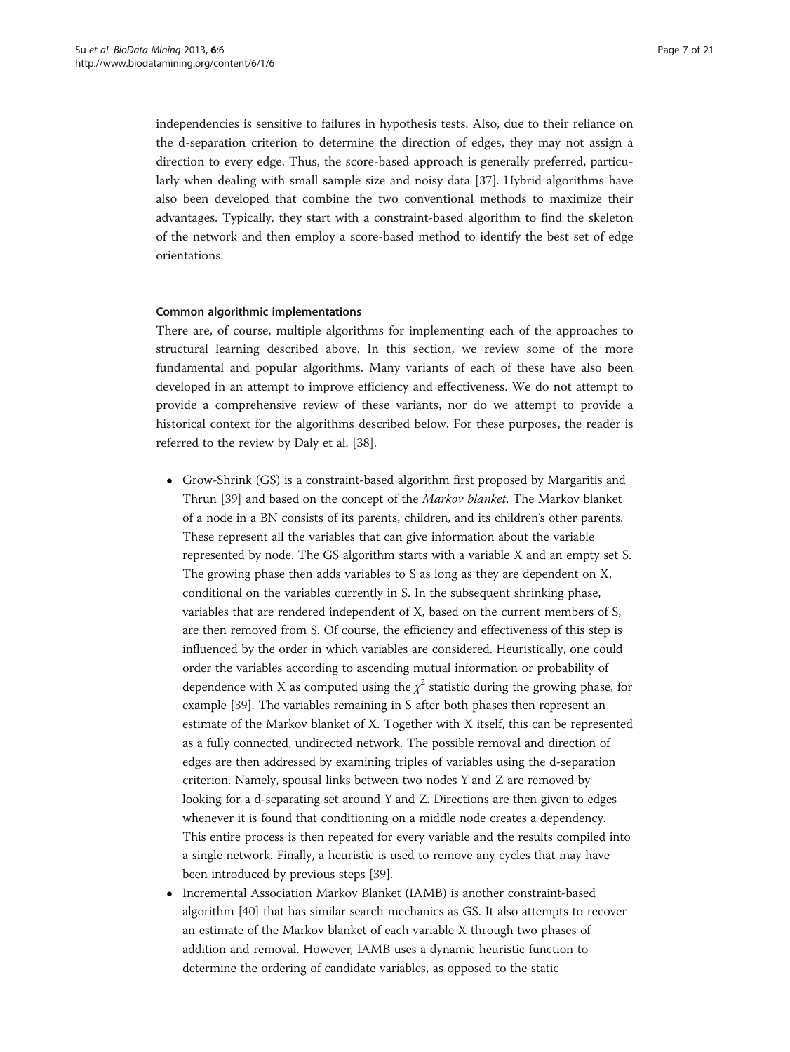independencies is sensitive to failures in hypothesis tests. Also, due to their reliance on the d-separation criterion to determine the direction of edges, they may not assign a direction to every edge. Thus, the score-based approach is generally preferred, particularly when dealing with small sample size and noisy data [37]. Hybrid algorithms have also been developed that combine the two conventional methods to maximize their advantages. Typically, they start with a constraint-based algorithm to find the skeleton of the network and then employ a score-based method to identify the best set of edge orientations.

#### Common algorithmic implementations

There are, of course, multiple algorithms for implementing each of the approaches to structural learning described above. In this section, we review some of the more fundamental and popular algorithms. Many variants of each of these have also been developed in an attempt to improve efficiency and effectiveness. We do not attempt to provide a comprehensive review of these variants, nor do we attempt to provide a historical context for the algorithms described below. For these purposes, the reader is referred to the review by Daly et al. [38].

- Grow-Shrink (GS) is a constraint-based algorithm first proposed by Margaritis and Thrun [39] and based on the concept of the *Markov blanket*. The Markov blanket of a node in a BN consists of its parents, children, and its children's other parents. These represent all the variables that can give information about the variable represented by node. The GS algorithm starts with a variable X and an empty set S. The growing phase then adds variables to S as long as they are dependent on X, conditional on the variables currently in S. In the subsequent shrinking phase, variables that are rendered independent of X, based on the current members of S, are then removed from S. Of course, the efficiency and effectiveness of this step is influenced by the order in which variables are considered. Heuristically, one could order the variables according to ascending mutual information or probability of dependence with X as computed using the $\chi^2$ statistic during the growing phase, for example [39]. The variables remaining in S after both phases then represent an estimate of the Markov blanket of X. Together with X itself, this can be represented as a fully connected, undirected network. The possible removal and direction of edges are then addressed by examining triples of variables using the d-separation criterion. Namely, spousal links between two nodes Y and Z are removed by looking for a d-separating set around Y and Z. Directions are then given to edges whenever it is found that conditioning on a middle node creates a dependency. This entire process is then repeated for every variable and the results compiled into a single network. Finally, a heuristic is used to remove any cycles that may have been introduced by previous steps [39].
- Incremental Association Markov Blanket (IAMB) is another constraint-based algorithm [40] that has similar search mechanics as GS. It also attempts to recover an estimate of the Markov blanket of each variable X through two phases of addition and removal. However, IAMB uses a dynamic heuristic function to determine the ordering of candidate variables, as opposed to the static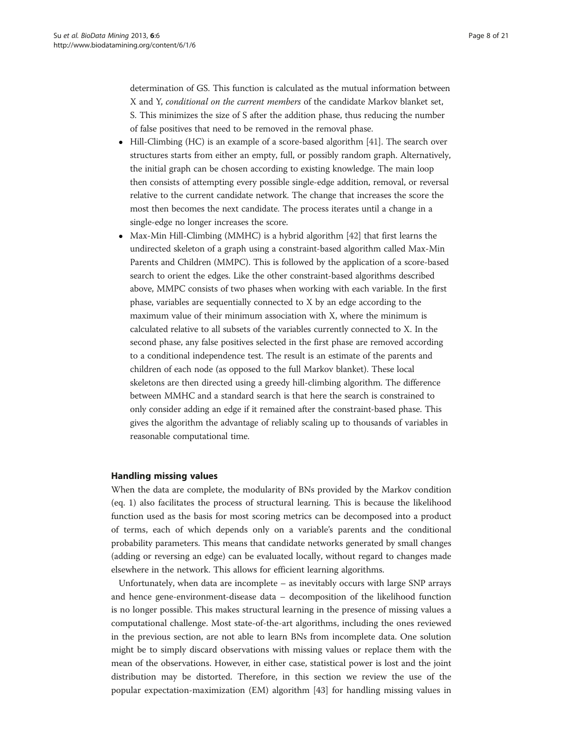determination of GS. This function is calculated as the mutual information between X and Y, *conditional on the current members* of the candidate Markov blanket set, S. This minimizes the size of S after the addition phase, thus reducing the number of false positives that need to be removed in the removal phase.

- Hill-Climbing (HC) is an example of a score-based algorithm [41]. The search over structures starts from either an empty, full, or possibly random graph. Alternatively, the initial graph can be chosen according to existing knowledge. The main loop then consists of attempting every possible single-edge addition, removal, or reversal relative to the current candidate network. The change that increases the score the most then becomes the next candidate. The process iterates until a change in a single-edge no longer increases the score.
- Max-Min Hill-Climbing (MMHC) is a hybrid algorithm [42] that first learns the undirected skeleton of a graph using a constraint-based algorithm called Max-Min Parents and Children (MMPC). This is followed by the application of a score-based search to orient the edges. Like the other constraint-based algorithms described above, MMPC consists of two phases when working with each variable. In the first phase, variables are sequentially connected to X by an edge according to the maximum value of their minimum association with X, where the minimum is calculated relative to all subsets of the variables currently connected to X. In the second phase, any false positives selected in the first phase are removed according to a conditional independence test. The result is an estimate of the parents and children of each node (as opposed to the full Markov blanket). These local skeletons are then directed using a greedy hill-climbing algorithm. The difference between MMHC and a standard search is that here the search is constrained to only consider adding an edge if it remained after the constraint-based phase. This gives the algorithm the advantage of reliably scaling up to thousands of variables in reasonable computational time.

## Handling missing values

When the data are complete, the modularity of BNs provided by the Markov condition (eq. 1) also facilitates the process of structural learning. This is because the likelihood function used as the basis for most scoring metrics can be decomposed into a product of terms, each of which depends only on a variable's parents and the conditional probability parameters. This means that candidate networks generated by small changes (adding or reversing an edge) can be evaluated locally, without regard to changes made elsewhere in the network. This allows for efficient learning algorithms.

Unfortunately, when data are incomplete – as inevitably occurs with large SNP arrays and hence gene-environment-disease data – decomposition of the likelihood function is no longer possible. This makes structural learning in the presence of missing values a computational challenge. Most state-of-the-art algorithms, including the ones reviewed in the previous section, are not able to learn BNs from incomplete data. One solution might be to simply discard observations with missing values or replace them with the mean of the observations. However, in either case, statistical power is lost and the joint distribution may be distorted. Therefore, in this section we review the use of the popular expectation-maximization (EM) algorithm [43] for handling missing values in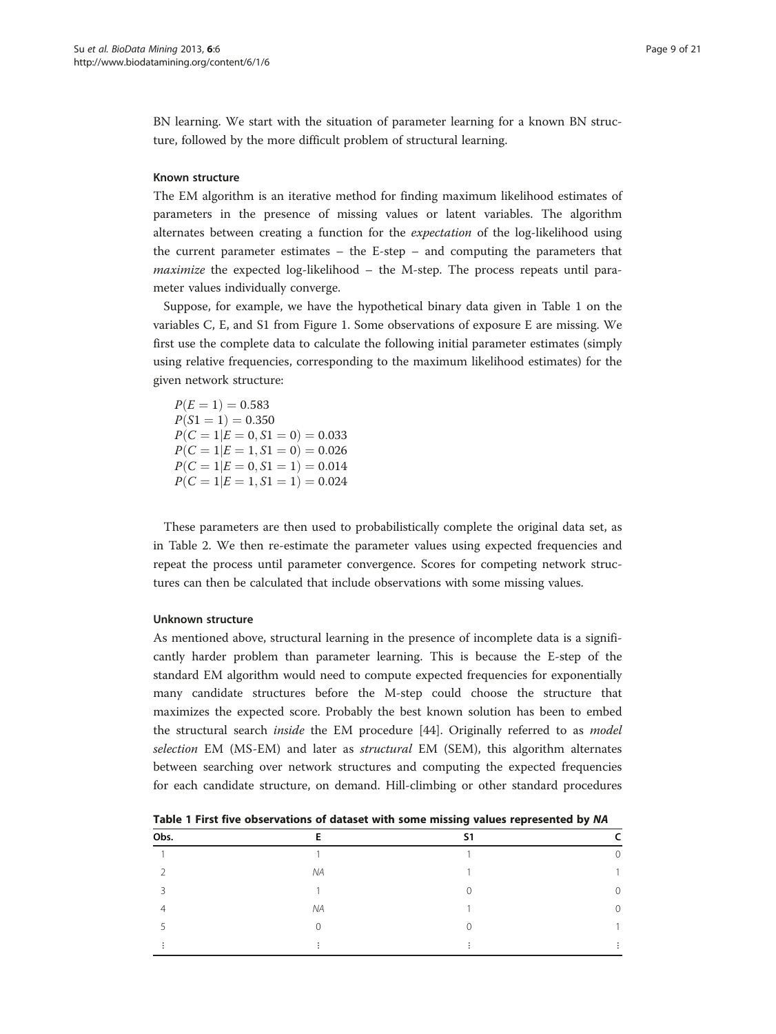BN learning. We start with the situation of parameter learning for a known BN structure, followed by the more difficult problem of structural learning.

#### Known structure

The EM algorithm is an iterative method for finding maximum likelihood estimates of parameters in the presence of missing values or latent variables. The algorithm alternates between creating a function for the *expectation* of the log-likelihood using the current parameter estimates – the E-step – and computing the parameters that *maximize* the expected log-likelihood – the M-step. The process repeats until parameter values individually converge.

Suppose, for example, we have the hypothetical binary data given in Table 1 on the variables C, E, and S1 from Figure 1. Some observations of exposure E are missing. We first use the complete data to calculate the following initial parameter estimates (simply using relative frequencies, corresponding to the maximum likelihood estimates) for the given network structure:

$P(E = 1) = 0.583$
$P(S1 = 1) = 0.350$
$P(C = 1|E = 0, S1 = 0) = 0.033$
$P(C = 1|E = 1, S1 = 0) = 0.026$
$P(C = 1|E = 0, S1 = 1) = 0.014$
$P(C = 1|E = 1, S1 = 1) = 0.024$

These parameters are then used to probabilistically complete the original data set, as in Table 2. We then re-estimate the parameter values using expected frequencies and repeat the process until parameter convergence. Scores for competing network structures can then be calculated that include observations with some missing values.

#### Unknown structure

As mentioned above, structural learning in the presence of incomplete data is a significantly harder problem than parameter learning. This is because the E-step of the standard EM algorithm would need to compute expected frequencies for exponentially many candidate structures before the M-step could choose the structure that maximizes the expected score. Probably the best known solution has been to embed the structural search *inside* the EM procedure [44]. Originally referred to as *model selection* EM (MS-EM) and later as *structural* EM (SEM), this algorithm alternates between searching over network structures and computing the expected frequencies for each candidate structure, on demand. Hill-climbing or other standard procedures

**Table 1 First five observations of dataset with some missing values represented by *NA***

| Obs. | E | S1 | C |
|---|---|---|---|
| 1 | 1 | 1 | 0 |
| 2 | *NA* | 1 | 1 |
| 3 | 1 | 0 | 0 |
| 4 | *NA* | 1 | 0 |
| 5 | 0 | 0 | 1 |
| ⋮ | ⋮ | ⋮ | ⋮ |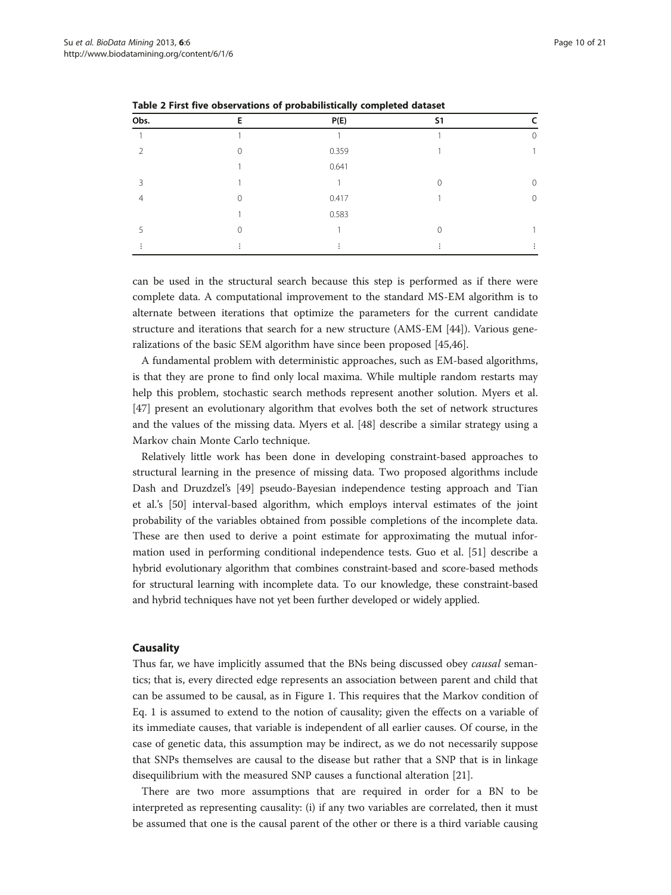**Table 2 First five observations of probabilistically completed dataset**

| Obs. | E | P(E) | S1 | C |
|---|---|---|---|---|
| 1 | 1 | 1 | 1 | 0 |
| 2 | 0 | 0.359 | 1 | 1 |
| | 1 | 0.641 | | |
| 3 | 1 | 1 | 0 | 0 |
| 4 | 0 | 0.417 | 1 | 0 |
| | 1 | 0.583 | | |
| 5 | 0 | 1 | 0 | 1 |
| ⋮ | ⋮ | ⋮ | ⋮ | ⋮ |

can be used in the structural search because this step is performed as if there were complete data. A computational improvement to the standard MS-EM algorithm is to alternate between iterations that optimize the parameters for the current candidate structure and iterations that search for a new structure (AMS-EM [44]). Various generalizations of the basic SEM algorithm have since been proposed [45,46].

A fundamental problem with deterministic approaches, such as EM-based algorithms, is that they are prone to find only local maxima. While multiple random restarts may help this problem, stochastic search methods represent another solution. Myers et al. [47] present an evolutionary algorithm that evolves both the set of network structures and the values of the missing data. Myers et al. [48] describe a similar strategy using a Markov chain Monte Carlo technique.

Relatively little work has been done in developing constraint-based approaches to structural learning in the presence of missing data. Two proposed algorithms include Dash and Druzdzel's [49] pseudo-Bayesian independence testing approach and Tian et al.'s [50] interval-based algorithm, which employs interval estimates of the joint probability of the variables obtained from possible completions of the incomplete data. These are then used to derive a point estimate for approximating the mutual information used in performing conditional independence tests. Guo et al. [51] describe a hybrid evolutionary algorithm that combines constraint-based and score-based methods for structural learning with incomplete data. To our knowledge, these constraint-based and hybrid techniques have not yet been further developed or widely applied.

### Causality

Thus far, we have implicitly assumed that the BNs being discussed obey *causal* semantics; that is, every directed edge represents an association between parent and child that can be assumed to be causal, as in Figure 1. This requires that the Markov condition of Eq. 1 is assumed to extend to the notion of causality; given the effects on a variable of its immediate causes, that variable is independent of all earlier causes. Of course, in the case of genetic data, this assumption may be indirect, as we do not necessarily suppose that SNPs themselves are causal to the disease but rather that a SNP that is in linkage disequilibrium with the measured SNP causes a functional alteration [21].

There are two more assumptions that are required in order for a BN to be interpreted as representing causality: (i) if any two variables are correlated, then it must be assumed that one is the causal parent of the other or there is a third variable causing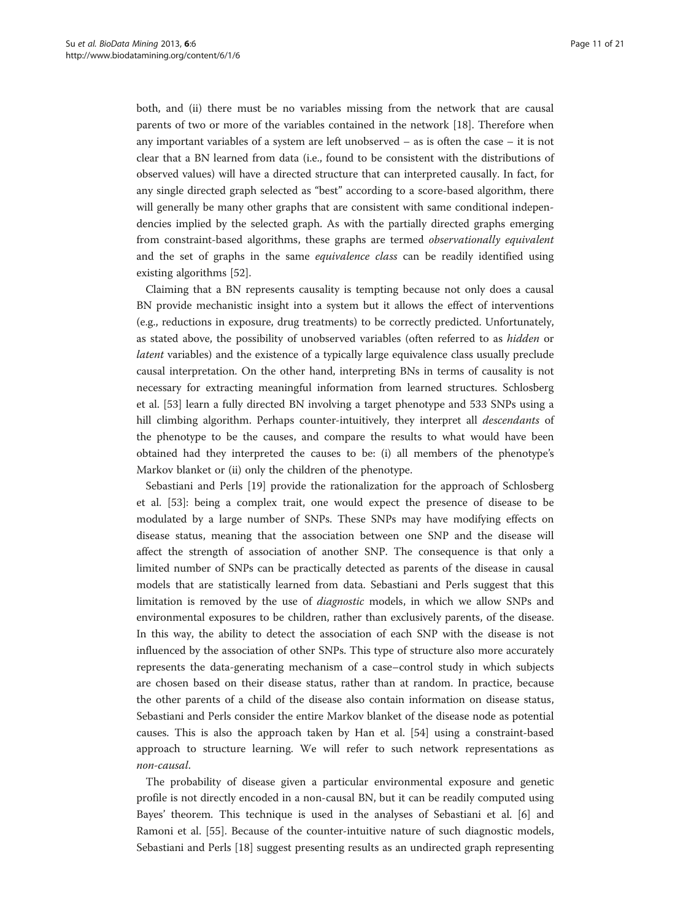both, and (ii) there must be no variables missing from the network that are causal parents of two or more of the variables contained in the network [18]. Therefore when any important variables of a system are left unobserved – as is often the case – it is not clear that a BN learned from data (i.e., found to be consistent with the distributions of observed values) will have a directed structure that can interpreted causally. In fact, for any single directed graph selected as "best" according to a score-based algorithm, there will generally be many other graphs that are consistent with same conditional independencies implied by the selected graph. As with the partially directed graphs emerging from constraint-based algorithms, these graphs are termed *observationally equivalent* and the set of graphs in the same *equivalence class* can be readily identified using existing algorithms [52].

Claiming that a BN represents causality is tempting because not only does a causal BN provide mechanistic insight into a system but it allows the effect of interventions (e.g., reductions in exposure, drug treatments) to be correctly predicted. Unfortunately, as stated above, the possibility of unobserved variables (often referred to as *hidden* or *latent* variables) and the existence of a typically large equivalence class usually preclude causal interpretation. On the other hand, interpreting BNs in terms of causality is not necessary for extracting meaningful information from learned structures. Schlosberg et al. [53] learn a fully directed BN involving a target phenotype and 533 SNPs using a hill climbing algorithm. Perhaps counter-intuitively, they interpret all *descendants* of the phenotype to be the causes, and compare the results to what would have been obtained had they interpreted the causes to be: (i) all members of the phenotype's Markov blanket or (ii) only the children of the phenotype.

Sebastiani and Perls [19] provide the rationalization for the approach of Schlosberg et al. [53]: being a complex trait, one would expect the presence of disease to be modulated by a large number of SNPs. These SNPs may have modifying effects on disease status, meaning that the association between one SNP and the disease will affect the strength of association of another SNP. The consequence is that only a limited number of SNPs can be practically detected as parents of the disease in causal models that are statistically learned from data. Sebastiani and Perls suggest that this limitation is removed by the use of *diagnostic* models, in which we allow SNPs and environmental exposures to be children, rather than exclusively parents, of the disease. In this way, the ability to detect the association of each SNP with the disease is not influenced by the association of other SNPs. This type of structure also more accurately represents the data-generating mechanism of a case–control study in which subjects are chosen based on their disease status, rather than at random. In practice, because the other parents of a child of the disease also contain information on disease status, Sebastiani and Perls consider the entire Markov blanket of the disease node as potential causes. This is also the approach taken by Han et al. [54] using a constraint-based approach to structure learning. We will refer to such network representations as *non-causal*.

The probability of disease given a particular environmental exposure and genetic profile is not directly encoded in a non-causal BN, but it can be readily computed using Bayes' theorem. This technique is used in the analyses of Sebastiani et al. [6] and Ramoni et al. [55]. Because of the counter-intuitive nature of such diagnostic models, Sebastiani and Perls [18] suggest presenting results as an undirected graph representing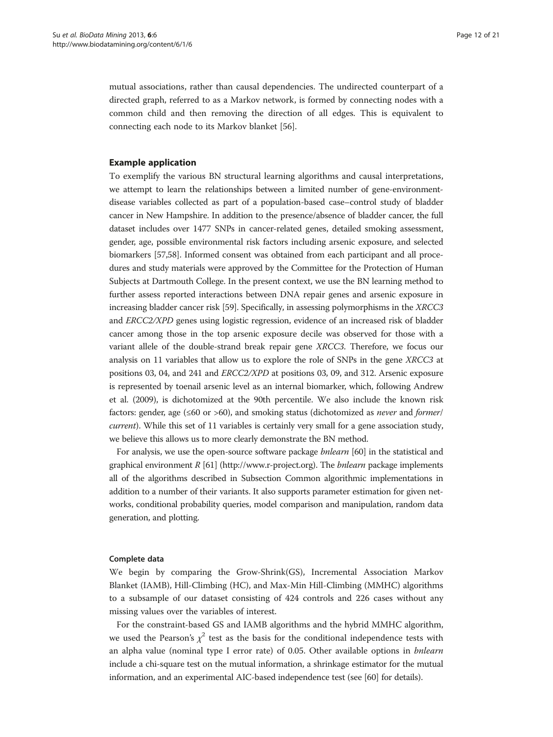mutual associations, rather than causal dependencies. The undirected counterpart of a directed graph, referred to as a Markov network, is formed by connecting nodes with a common child and then removing the direction of all edges. This is equivalent to connecting each node to its Markov blanket [56].

## Example application

To exemplify the various BN structural learning algorithms and causal interpretations, we attempt to learn the relationships between a limited number of gene-environment-disease variables collected as part of a population-based case–control study of bladder cancer in New Hampshire. In addition to the presence/absence of bladder cancer, the full dataset includes over 1477 SNPs in cancer-related genes, detailed smoking assessment, gender, age, possible environmental risk factors including arsenic exposure, and selected biomarkers [57,58]. Informed consent was obtained from each participant and all procedures and study materials were approved by the Committee for the Protection of Human Subjects at Dartmouth College. In the present context, we use the BN learning method to further assess reported interactions between DNA repair genes and arsenic exposure in increasing bladder cancer risk [59]. Specifically, in assessing polymorphisms in the *XRCC3* and *ERCC2/XPD* genes using logistic regression, evidence of an increased risk of bladder cancer among those in the top arsenic exposure decile was observed for those with a variant allele of the double-strand break repair gene *XRCC3*. Therefore, we focus our analysis on 11 variables that allow us to explore the role of SNPs in the gene *XRCC3* at positions 03, 04, and 241 and *ERCC2/XPD* at positions 03, 09, and 312. Arsenic exposure is represented by toenail arsenic level as an internal biomarker, which, following Andrew et al. (2009), is dichotomized at the 90th percentile. We also include the known risk factors: gender, age (≤60 or >60), and smoking status (dichotomized as *never* and *former/current*). While this set of 11 variables is certainly very small for a gene association study, we believe this allows us to more clearly demonstrate the BN method.

For analysis, we use the open-source software package *bnlearn* [60] in the statistical and graphical environment *R* [61] (http://www.r-project.org). The *bnlearn* package implements all of the algorithms described in Subsection Common algorithmic implementations in addition to a number of their variants. It also supports parameter estimation for given networks, conditional probability queries, model comparison and manipulation, random data generation, and plotting.

### Complete data

We begin by comparing the Grow-Shrink(GS), Incremental Association Markov Blanket (IAMB), Hill-Climbing (HC), and Max-Min Hill-Climbing (MMHC) algorithms to a subsample of our dataset consisting of 424 controls and 226 cases without any missing values over the variables of interest.

For the constraint-based GS and IAMB algorithms and the hybrid MMHC algorithm, we used the Pearson's $\chi^2$ test as the basis for the conditional independence tests with an alpha value (nominal type I error rate) of 0.05. Other available options in *bnlearn* include a chi-square test on the mutual information, a shrinkage estimator for the mutual information, and an experimental AIC-based independence test (see [60] for details).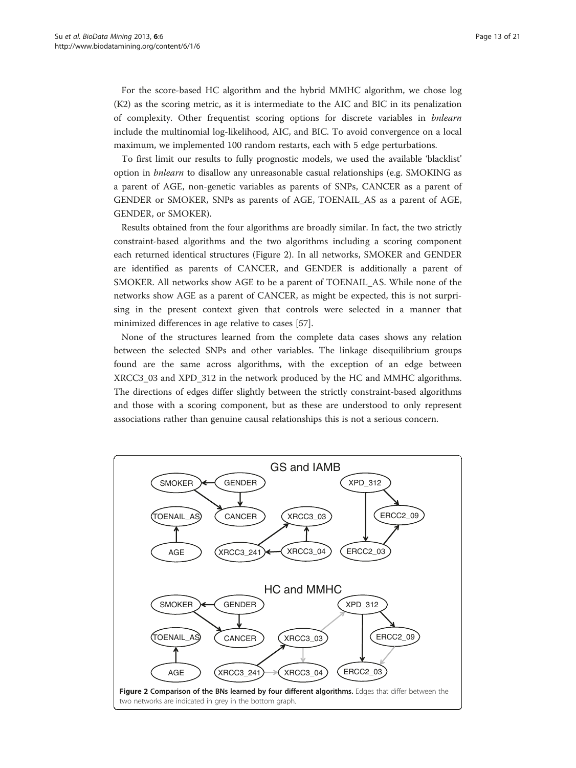For the score-based HC algorithm and the hybrid MMHC algorithm, we chose log (K2) as the scoring metric, as it is intermediate to the AIC and BIC in its penalization of complexity. Other frequentist scoring options for discrete variables in *bnlearn* include the multinomial log-likelihood, AIC, and BIC. To avoid convergence on a local maximum, we implemented 100 random restarts, each with 5 edge perturbations.

To first limit our results to fully prognostic models, we used the available 'blacklist' option in *bnlearn* to disallow any unreasonable casual relationships (e.g. SMOKING as a parent of AGE, non-genetic variables as parents of SNPs, CANCER as a parent of GENDER or SMOKER, SNPs as parents of AGE, TOENAIL_AS as a parent of AGE, GENDER, or SMOKER).

Results obtained from the four algorithms are broadly similar. In fact, the two strictly constraint-based algorithms and the two algorithms including a scoring component each returned identical structures (Figure 2). In all networks, SMOKER and GENDER are identified as parents of CANCER, and GENDER is additionally a parent of SMOKER. All networks show AGE to be a parent of TOENAIL_AS. While none of the networks show AGE as a parent of CANCER, as might be expected, this is not surprising in the present context given that controls were selected in a manner that minimized differences in age relative to cases [57].

None of the structures learned from the complete data cases shows any relation between the selected SNPs and other variables. The linkage disequilibrium groups found are the same across algorithms, with the exception of an edge between XRCC3_03 and XPD_312 in the network produced by the HC and MMHC algorithms. The directions of edges differ slightly between the strictly constraint-based algorithms and those with a scoring component, but as these are understood to only represent associations rather than genuine causal relationships this is not a serious concern.

**Figure 2 Comparison of the BNs learned by four different algorithms.** Edges that differ between the two networks are indicated in grey in the bottom graph.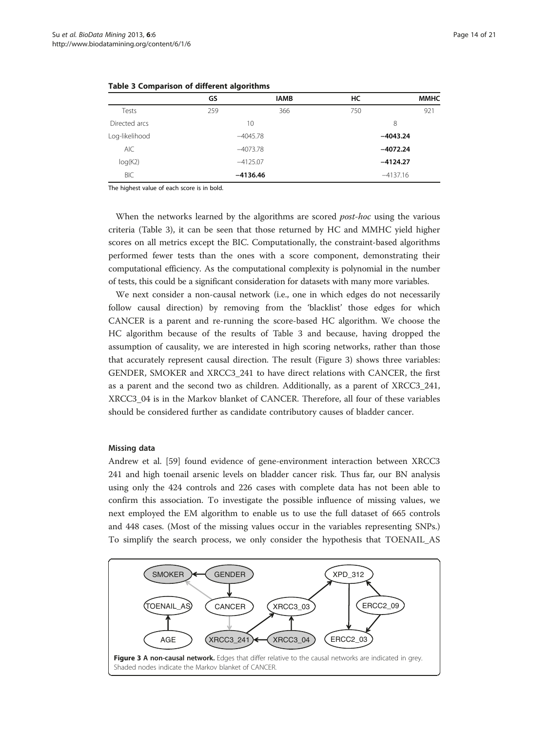**Table 3 Comparison of different algorithms**

| | GS | IAMB | HC | MMHC |
|---|---|---|---|---|
| Tests | 259 | 366 | 750 | 921 |
| Directed arcs | 10 | | 8 | |
| Log-likelihood | −4045.78 | | **−4043.24** | |
| AIC | −4073.78 | | **−4072.24** | |
| log(K2) | −4125.07 | | **−4124.27** | |
| BIC | **−4136.46** | | −4137.16 | |

The highest value of each score is in bold.

When the networks learned by the algorithms are scored *post-hoc* using the various criteria (Table 3), it can be seen that those returned by HC and MMHC yield higher scores on all metrics except the BIC. Computationally, the constraint-based algorithms performed fewer tests than the ones with a score component, demonstrating their computational efficiency. As the computational complexity is polynomial in the number of tests, this could be a significant consideration for datasets with many more variables.

We next consider a non-causal network (i.e., one in which edges do not necessarily follow causal direction) by removing from the 'blacklist' those edges for which CANCER is a parent and re-running the score-based HC algorithm. We choose the HC algorithm because of the results of Table 3 and because, having dropped the assumption of causality, we are interested in high scoring networks, rather than those that accurately represent causal direction. The result (Figure 3) shows three variables: GENDER, SMOKER and XRCC3_241 to have direct relations with CANCER, the first as a parent and the second two as children. Additionally, as a parent of XRCC3_241, XRCC3_04 is in the Markov blanket of CANCER. Therefore, all four of these variables should be considered further as candidate contributory causes of bladder cancer.

#### Missing data

Andrew et al. [59] found evidence of gene-environment interaction between XRCC3 241 and high toenail arsenic levels on bladder cancer risk. Thus far, our BN analysis using only the 424 controls and 226 cases with complete data has not been able to confirm this association. To investigate the possible influence of missing values, we next employed the EM algorithm to enable us to use the full dataset of 665 controls and 448 cases. (Most of the missing values occur in the variables representing SNPs.) To simplify the search process, we only consider the hypothesis that TOENAIL_AS

**Figure 3 A non-causal network.** Edges that differ relative to the causal networks are indicated in grey. Shaded nodes indicate the Markov blanket of CANCER.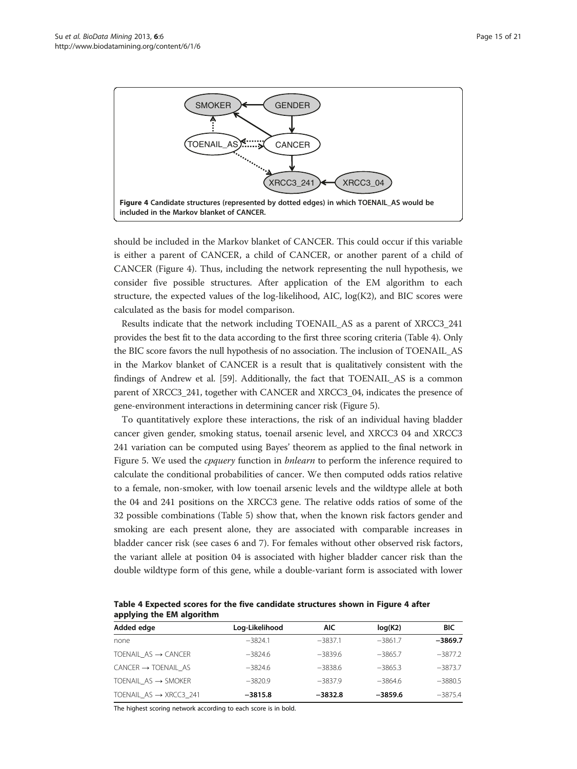**Figure 4 Candidate structures (represented by dotted edges) in which TOENAIL_AS would be included in the Markov blanket of CANCER.**

should be included in the Markov blanket of CANCER. This could occur if this variable is either a parent of CANCER, a child of CANCER, or another parent of a child of CANCER (Figure 4). Thus, including the network representing the null hypothesis, we consider five possible structures. After application of the EM algorithm to each structure, the expected values of the log-likelihood, AIC, log(K2), and BIC scores were calculated as the basis for model comparison.

Results indicate that the network including TOENAIL_AS as a parent of XRCC3_241 provides the best fit to the data according to the first three scoring criteria (Table 4). Only the BIC score favors the null hypothesis of no association. The inclusion of TOENAIL_AS in the Markov blanket of CANCER is a result that is qualitatively consistent with the findings of Andrew et al. [59]. Additionally, the fact that TOENAIL_AS is a common parent of XRCC3_241, together with CANCER and XRCC3_04, indicates the presence of gene-environment interactions in determining cancer risk (Figure 5).

To quantitatively explore these interactions, the risk of an individual having bladder cancer given gender, smoking status, toenail arsenic level, and XRCC3 04 and XRCC3 241 variation can be computed using Bayes' theorem as applied to the final network in Figure 5. We used the *cpquery* function in *bnlearn* to perform the inference required to calculate the conditional probabilities of cancer. We then computed odds ratios relative to a female, non-smoker, with low toenail arsenic levels and the wildtype allele at both the 04 and 241 positions on the XRCC3 gene. The relative odds ratios of some of the 32 possible combinations (Table 5) show that, when the known risk factors gender and smoking are each present alone, they are associated with comparable increases in bladder cancer risk (see cases 6 and 7). For females without other observed risk factors, the variant allele at position 04 is associated with higher bladder cancer risk than the double wildtype form of this gene, while a double-variant form is associated with lower

**Table 4 Expected scores for the five candidate structures shown in Figure 4 after applying the EM algorithm**

| Added edge | Log-Likelihood | AIC | log(K2) | BIC |
|---|---|---|---|---|
| none | −3824.1 | −3837.1 | −3861.7 | **−3869.7** |
| TOENAIL_AS → CANCER | −3824.6 | −3839.6 | −3865.7 | −3877.2 |
| CANCER → TOENAIL_AS | −3824.6 | −3838.6 | −3865.3 | −3873.7 |
| TOENAIL_AS → SMOKER | −3820.9 | −3837.9 | −3864.6 | −3880.5 |
| TOENAIL_AS → XRCC3_241 | **−3815.8** | **−3832.8** | **−3859.6** | −3875.4 |

The highest scoring network according to each score is in bold.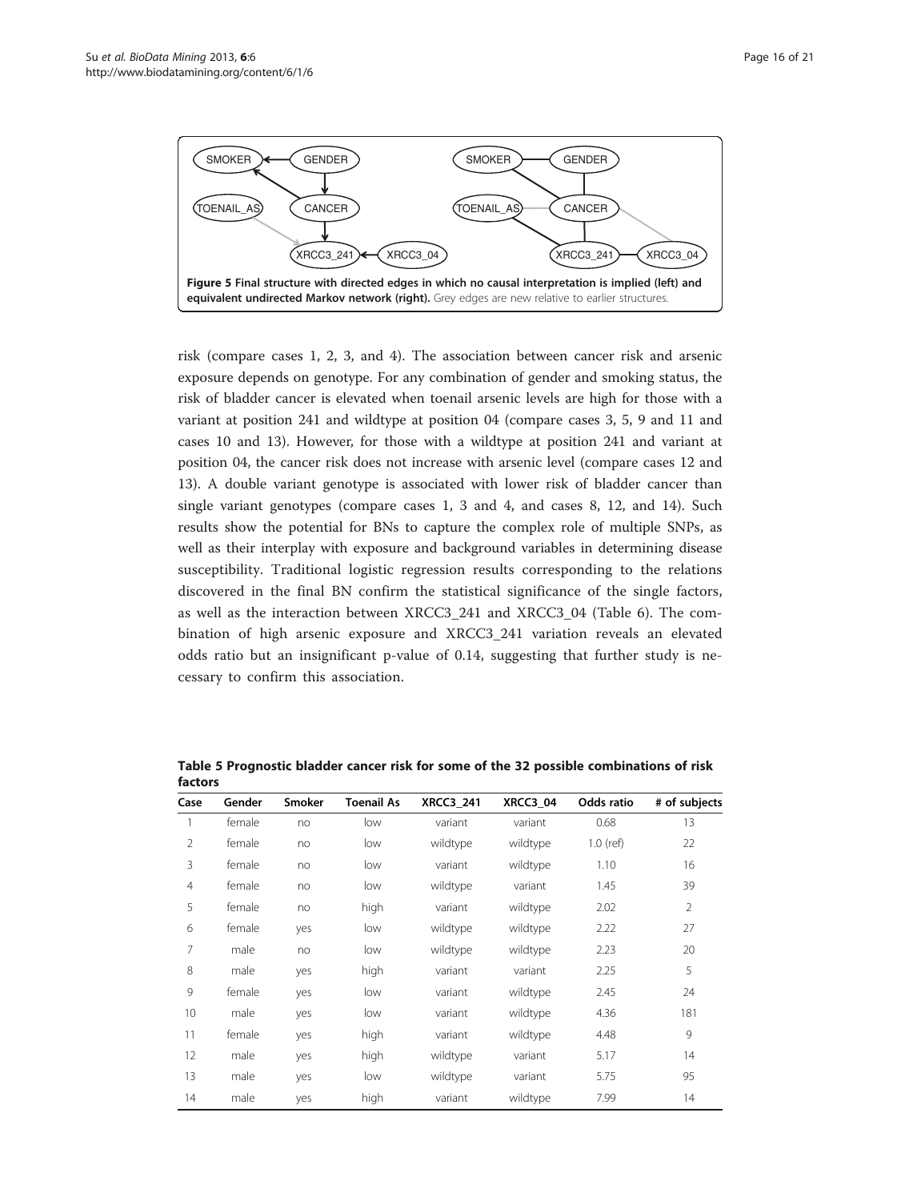**Figure 5 Final structure with directed edges in which no causal interpretation is implied (left) and equivalent undirected Markov network (right).** Grey edges are new relative to earlier structures.

risk (compare cases 1, 2, 3, and 4). The association between cancer risk and arsenic exposure depends on genotype. For any combination of gender and smoking status, the risk of bladder cancer is elevated when toenail arsenic levels are high for those with a variant at position 241 and wildtype at position 04 (compare cases 3, 5, 9 and 11 and cases 10 and 13). However, for those with a wildtype at position 241 and variant at position 04, the cancer risk does not increase with arsenic level (compare cases 12 and 13). A double variant genotype is associated with lower risk of bladder cancer than single variant genotypes (compare cases 1, 3 and 4, and cases 8, 12, and 14). Such results show the potential for BNs to capture the complex role of multiple SNPs, as well as their interplay with exposure and background variables in determining disease susceptibility. Traditional logistic regression results corresponding to the relations discovered in the final BN confirm the statistical significance of the single factors, as well as the interaction between XRCC3_241 and XRCC3_04 (Table 6). The combination of high arsenic exposure and XRCC3_241 variation reveals an elevated odds ratio but an insignificant p-value of 0.14, suggesting that further study is necessary to confirm this association.

**Table 5 Prognostic bladder cancer risk for some of the 32 possible combinations of risk factors**

| Case | Gender | Smoker | Toenail As | XRCC3_241 | XRCC3_04 | Odds ratio | # of subjects |
|---|---|---|---|---|---|---|---|
| 1 | female | no | low | variant | variant | 0.68 | 13 |
| 2 | female | no | low | wildtype | wildtype | 1.0 (ref) | 22 |
| 3 | female | no | low | variant | wildtype | 1.10 | 16 |
| 4 | female | no | low | wildtype | variant | 1.45 | 39 |
| 5 | female | no | high | variant | wildtype | 2.02 | 2 |
| 6 | female | yes | low | wildtype | wildtype | 2.22 | 27 |
| 7 | male | no | low | wildtype | wildtype | 2.23 | 20 |
| 8 | male | yes | high | variant | variant | 2.25 | 5 |
| 9 | female | yes | low | variant | wildtype | 2.45 | 24 |
| 10 | male | yes | low | variant | wildtype | 4.36 | 181 |
| 11 | female | yes | high | variant | wildtype | 4.48 | 9 |
| 12 | male | yes | high | wildtype | variant | 5.17 | 14 |
| 13 | male | yes | low | wildtype | variant | 5.75 | 95 |
| 14 | male | yes | high | variant | wildtype | 7.99 | 14 |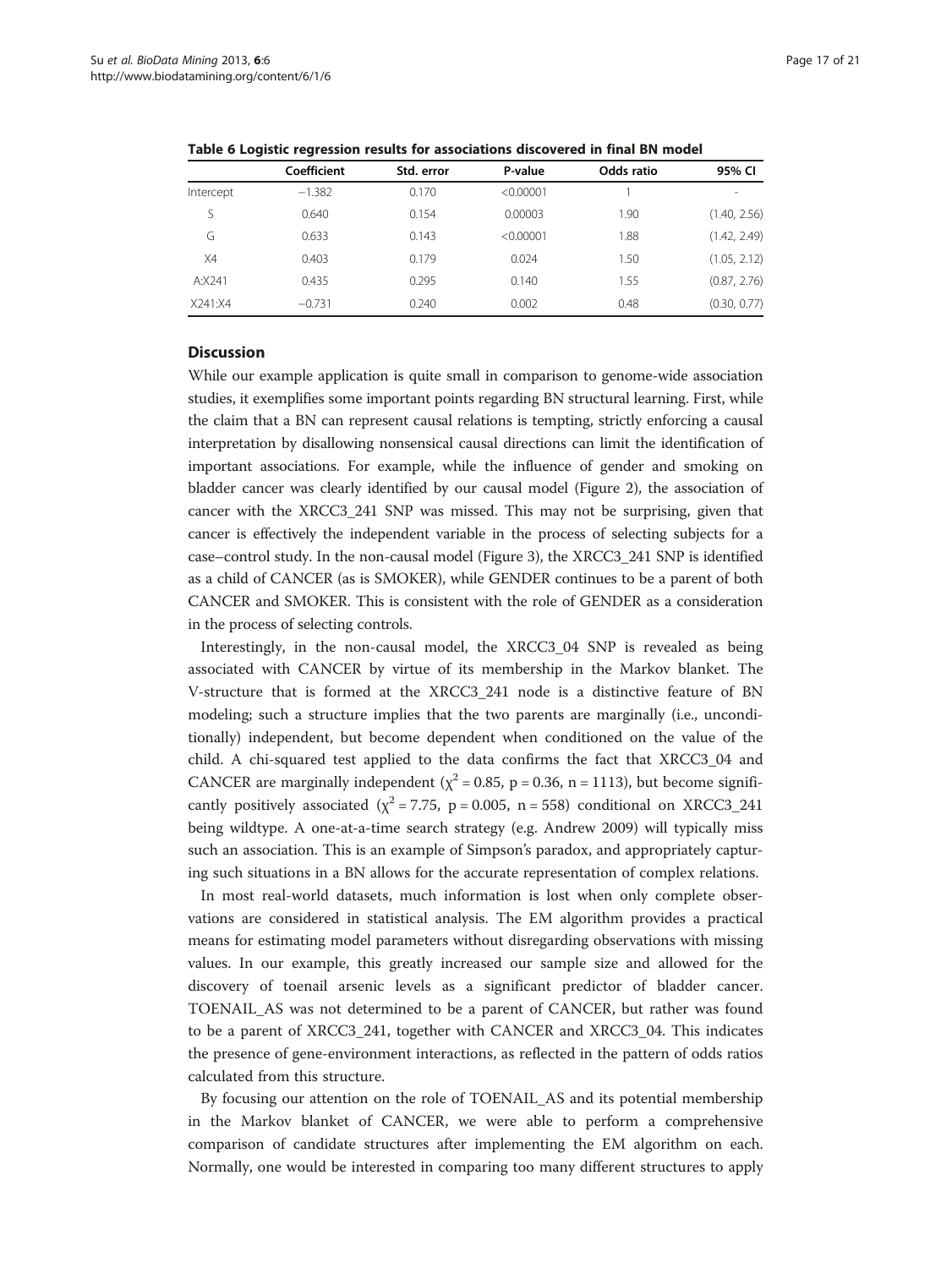**Table 6 Logistic regression results for associations discovered in final BN model**

| | Coefficient | Std. error | P-value | Odds ratio | 95% CI |
|---|---|---|---|---|---|
| Intercept | −1.382 | 0.170 | <0.00001 | 1 | - |
| S | 0.640 | 0.154 | 0.00003 | 1.90 | (1.40, 2.56) |
| G | 0.633 | 0.143 | <0.00001 | 1.88 | (1.42, 2.49) |
| X4 | 0.403 | 0.179 | 0.024 | 1.50 | (1.05, 2.12) |
| A:X241 | 0.435 | 0.295 | 0.140 | 1.55 | (0.87, 2.76) |
| X241:X4 | −0.731 | 0.240 | 0.002 | 0.48 | (0.30, 0.77) |

## Discussion

While our example application is quite small in comparison to genome-wide association studies, it exemplifies some important points regarding BN structural learning. First, while the claim that a BN can represent causal relations is tempting, strictly enforcing a causal interpretation by disallowing nonsensical causal directions can limit the identification of important associations. For example, while the influence of gender and smoking on bladder cancer was clearly identified by our causal model (Figure 2), the association of cancer with the XRCC3_241 SNP was missed. This may not be surprising, given that cancer is effectively the independent variable in the process of selecting subjects for a case–control study. In the non-causal model (Figure 3), the XRCC3_241 SNP is identified as a child of CANCER (as is SMOKER), while GENDER continues to be a parent of both CANCER and SMOKER. This is consistent with the role of GENDER as a consideration in the process of selecting controls.

Interestingly, in the non-causal model, the XRCC3_04 SNP is revealed as being associated with CANCER by virtue of its membership in the Markov blanket. The V-structure that is formed at the XRCC3_241 node is a distinctive feature of BN modeling; such a structure implies that the two parents are marginally (i.e., unconditionally) independent, but become dependent when conditioned on the value of the child. A chi-squared test applied to the data confirms the fact that XRCC3_04 and CANCER are marginally independent ($\chi^2 = 0.85$, $p = 0.36$, $n = 1113$), but become significantly positively associated ($\chi^2 = 7.75$, $p = 0.005$, $n = 558$) conditional on XRCC3_241 being wildtype. A one-at-a-time search strategy (e.g. Andrew 2009) will typically miss such an association. This is an example of Simpson's paradox, and appropriately capturing such situations in a BN allows for the accurate representation of complex relations.

In most real-world datasets, much information is lost when only complete observations are considered in statistical analysis. The EM algorithm provides a practical means for estimating model parameters without disregarding observations with missing values. In our example, this greatly increased our sample size and allowed for the discovery of toenail arsenic levels as a significant predictor of bladder cancer. TOENAIL_AS was not determined to be a parent of CANCER, but rather was found to be a parent of XRCC3_241, together with CANCER and XRCC3_04. This indicates the presence of gene-environment interactions, as reflected in the pattern of odds ratios calculated from this structure.

By focusing our attention on the role of TOENAIL_AS and its potential membership in the Markov blanket of CANCER, we were able to perform a comprehensive comparison of candidate structures after implementing the EM algorithm on each. Normally, one would be interested in comparing too many different structures to apply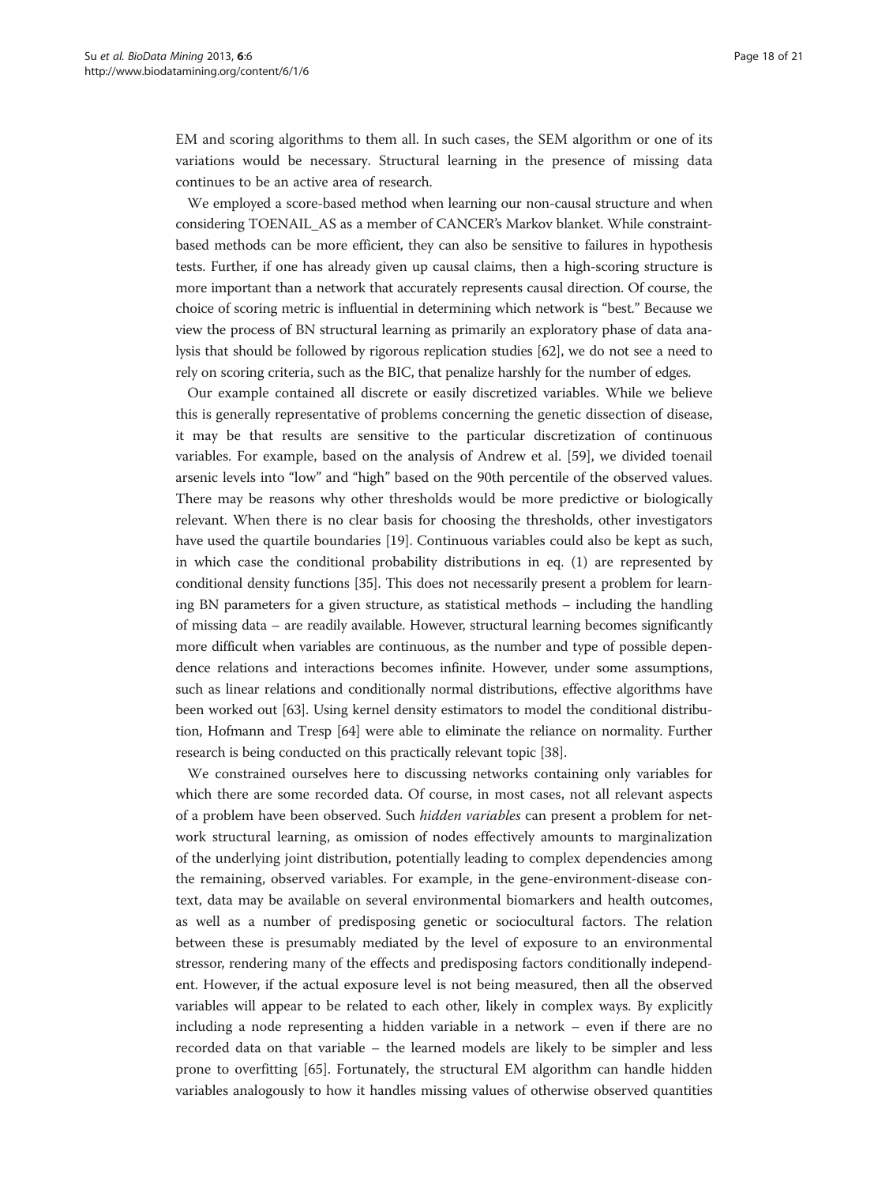EM and scoring algorithms to them all. In such cases, the SEM algorithm or one of its variations would be necessary. Structural learning in the presence of missing data continues to be an active area of research.

We employed a score-based method when learning our non-causal structure and when considering TOENAIL_AS as a member of CANCER's Markov blanket. While constraint-based methods can be more efficient, they can also be sensitive to failures in hypothesis tests. Further, if one has already given up causal claims, then a high-scoring structure is more important than a network that accurately represents causal direction. Of course, the choice of scoring metric is influential in determining which network is "best." Because we view the process of BN structural learning as primarily an exploratory phase of data analysis that should be followed by rigorous replication studies [62], we do not see a need to rely on scoring criteria, such as the BIC, that penalize harshly for the number of edges.

Our example contained all discrete or easily discretized variables. While we believe this is generally representative of problems concerning the genetic dissection of disease, it may be that results are sensitive to the particular discretization of continuous variables. For example, based on the analysis of Andrew et al. [59], we divided toenail arsenic levels into "low" and "high" based on the 90th percentile of the observed values. There may be reasons why other thresholds would be more predictive or biologically relevant. When there is no clear basis for choosing the thresholds, other investigators have used the quartile boundaries [19]. Continuous variables could also be kept as such, in which case the conditional probability distributions in eq. (1) are represented by conditional density functions [35]. This does not necessarily present a problem for learning BN parameters for a given structure, as statistical methods – including the handling of missing data – are readily available. However, structural learning becomes significantly more difficult when variables are continuous, as the number and type of possible dependence relations and interactions becomes infinite. However, under some assumptions, such as linear relations and conditionally normal distributions, effective algorithms have been worked out [63]. Using kernel density estimators to model the conditional distribution, Hofmann and Tresp [64] were able to eliminate the reliance on normality. Further research is being conducted on this practically relevant topic [38].

We constrained ourselves here to discussing networks containing only variables for which there are some recorded data. Of course, in most cases, not all relevant aspects of a problem have been observed. Such *hidden variables* can present a problem for network structural learning, as omission of nodes effectively amounts to marginalization of the underlying joint distribution, potentially leading to complex dependencies among the remaining, observed variables. For example, in the gene-environment-disease context, data may be available on several environmental biomarkers and health outcomes, as well as a number of predisposing genetic or sociocultural factors. The relation between these is presumably mediated by the level of exposure to an environmental stressor, rendering many of the effects and predisposing factors conditionally independent. However, if the actual exposure level is not being measured, then all the observed variables will appear to be related to each other, likely in complex ways. By explicitly including a node representing a hidden variable in a network – even if there are no recorded data on that variable – the learned models are likely to be simpler and less prone to overfitting [65]. Fortunately, the structural EM algorithm can handle hidden variables analogously to how it handles missing values of otherwise observed quantities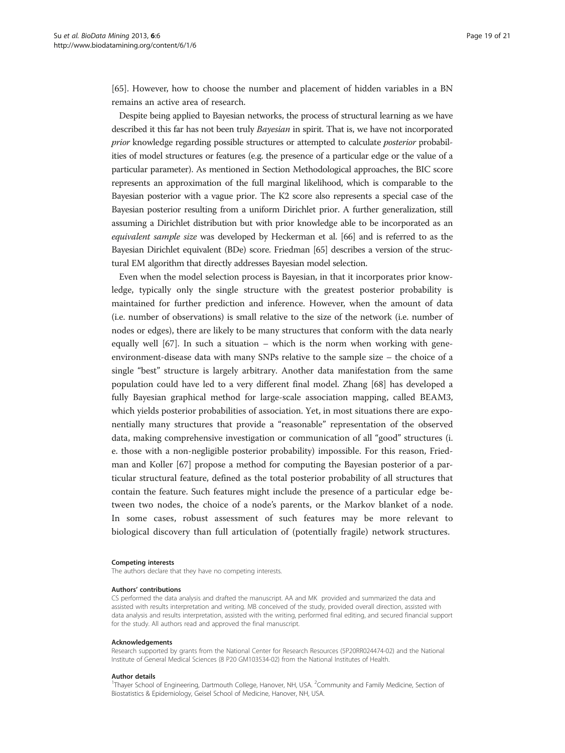[65]. However, how to choose the number and placement of hidden variables in a BN remains an active area of research.

Despite being applied to Bayesian networks, the process of structural learning as we have described it this far has not been truly *Bayesian* in spirit. That is, we have not incorporated *prior* knowledge regarding possible structures or attempted to calculate *posterior* probabilities of model structures or features (e.g. the presence of a particular edge or the value of a particular parameter). As mentioned in Section Methodological approaches, the BIC score represents an approximation of the full marginal likelihood, which is comparable to the Bayesian posterior with a vague prior. The K2 score also represents a special case of the Bayesian posterior resulting from a uniform Dirichlet prior. A further generalization, still assuming a Dirichlet distribution but with prior knowledge able to be incorporated as an *equivalent sample size* was developed by Heckerman et al. [66] and is referred to as the Bayesian Dirichlet equivalent (BDe) score. Friedman [65] describes a version of the structural EM algorithm that directly addresses Bayesian model selection.

Even when the model selection process is Bayesian, in that it incorporates prior knowledge, typically only the single structure with the greatest posterior probability is maintained for further prediction and inference. However, when the amount of data (i.e. number of observations) is small relative to the size of the network (i.e. number of nodes or edges), there are likely to be many structures that conform with the data nearly equally well [67]. In such a situation – which is the norm when working with gene-environment-disease data with many SNPs relative to the sample size – the choice of a single "best" structure is largely arbitrary. Another data manifestation from the same population could have led to a very different final model. Zhang [68] has developed a fully Bayesian graphical method for large-scale association mapping, called BEAM3, which yields posterior probabilities of association. Yet, in most situations there are exponentially many structures that provide a "reasonable" representation of the observed data, making comprehensive investigation or communication of all "good" structures (i.e. those with a non-negligible posterior probability) impossible. For this reason, Friedman and Koller [67] propose a method for computing the Bayesian posterior of a particular structural feature, defined as the total posterior probability of all structures that contain the feature. Such features might include the presence of a particular edge between two nodes, the choice of a node's parents, or the Markov blanket of a node. In some cases, robust assessment of such features may be more relevant to biological discovery than full articulation of (potentially fragile) network structures.

#### Competing interests

The authors declare that they have no competing interests.

#### Authors' contributions

CS performed the data analysis and drafted the manuscript. AA and MK provided and summarized the data and assisted with results interpretation and writing. MB conceived of the study, provided overall direction, assisted with data analysis and results interpretation, assisted with the writing, performed final editing, and secured financial support for the study. All authors read and approved the final manuscript.

#### Acknowledgements

Research supported by grants from the National Center for Research Resources (5P20RR024474-02) and the National Institute of General Medical Sciences (8 P20 GM103534-02) from the National Institutes of Health.

#### Author details

[1]Thayer School of Engineering, Dartmouth College, Hanover, NH, USA. [2]Community and Family Medicine, Section of Biostatistics & Epidemiology, Geisel School of Medicine, Hanover, NH, USA.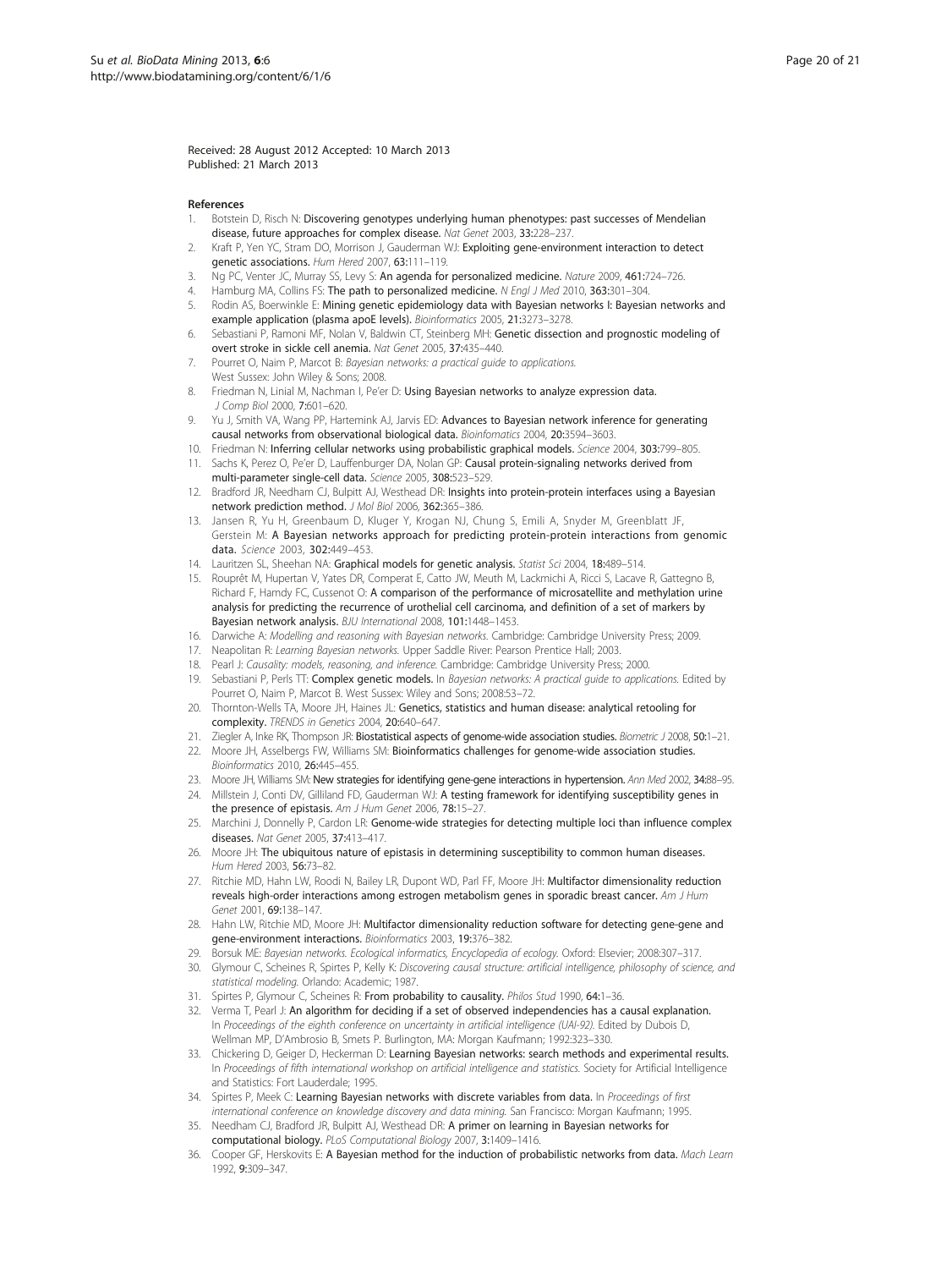Received: 28 August 2012 Accepted: 10 March 2013
Published: 21 March 2013

## References

1. Botstein D, Risch N: **Discovering genotypes underlying human phenotypes: past successes of Mendelian disease, future approaches for complex disease.** *Nat Genet* 2003, **33:**228–237.
2. Kraft P, Yen YC, Stram DO, Morrison J, Gauderman WJ: **Exploiting gene-environment interaction to detect genetic associations.** *Hum Hered* 2007, **63:**111–119.
3. Ng PC, Venter JC, Murray SS, Levy S: **An agenda for personalized medicine.** *Nature* 2009, **461:**724–726.
4. Hamburg MA, Collins FS: **The path to personalized medicine.** *N Engl J Med* 2010, **363:**301–304.
5. Rodin AS, Boerwinkle E: **Mining genetic epidemiology data with Bayesian networks I: Bayesian networks and example application (plasma apoE levels).** *Bioinformatics* 2005, **21:**3273–3278.
6. Sebastiani P, Ramoni MF, Nolan V, Baldwin CT, Steinberg MH: **Genetic dissection and prognostic modeling of overt stroke in sickle cell anemia.** *Nat Genet* 2005, **37:**435–440.
7. Pourret O, Naim P, Marcot B: *Bayesian networks: a practical guide to applications.* West Sussex: John Wiley & Sons; 2008.
8. Friedman N, Linial M, Nachman I, Pe'er D: **Using Bayesian networks to analyze expression data.** *J Comp Biol* 2000, **7:**601–620.
9. Yu J, Smith VA, Wang PP, Hartemink AJ, Jarvis ED: **Advances to Bayesian network inference for generating causal networks from observational biological data.** *Bioinfomatics* 2004, **20:**3594–3603.
10. Friedman N: **Inferring cellular networks using probabilistic graphical models.** *Science* 2004, **303:**799–805.
11. Sachs K, Perez O, Pe'er D, Lauffenburger DA, Nolan GP: **Causal protein-signaling networks derived from multi-parameter single-cell data.** *Science* 2005, **308:**523–529.
12. Bradford JR, Needham CJ, Bulpitt AJ, Westhead DR: **Insights into protein-protein interfaces using a Bayesian network prediction method.** *J Mol Biol* 2006, **362:**365–386.
13. Jansen R, Yu H, Greenbaum D, Kluger Y, Krogan NJ, Chung S, Emili A, Snyder M, Greenblatt JF, Gerstein M: **A Bayesian networks approach for predicting protein-protein interactions from genomic data.** *Science* 2003, **302:**449–453.
14. Lauritzen SL, Sheehan NA: **Graphical models for genetic analysis.** *Statist Sci* 2004, **18:**489–514.
15. Rouprêt M, Hupertan V, Yates DR, Comperat E, Catto JW, Meuth M, Lackmichi A, Ricci S, Lacave R, Gattegno B, Richard F, Hamdy FC, Cussenot O: **A comparison of the performance of microsatellite and methylation urine analysis for predicting the recurrence of urothelial cell carcinoma, and definition of a set of markers by Bayesian network analysis.** *BJU International* 2008, **101:**1448–1453.
16. Darwiche A: *Modelling and reasoning with Bayesian networks.* Cambridge: Cambridge University Press; 2009.
17. Neapolitan R: *Learning Bayesian networks.* Upper Saddle River: Pearson Prentice Hall; 2003.
18. Pearl J: *Causality: models, reasoning, and inference.* Cambridge: Cambridge University Press; 2000.
19. Sebastiani P, Perls TT: **Complex genetic models.** In *Bayesian networks: A practical guide to applications.* Edited by Pourret O, Naim P, Marcot B. West Sussex: Wiley and Sons; 2008:53–72.
20. Thornton-Wells TA, Moore JH, Haines JL: **Genetics, statistics and human disease: analytical retooling for complexity.** *TRENDS in Genetics* 2004, **20:**640–647.
21. Ziegler A, Inke RK, Thompson JR: **Biostatistical aspects of genome-wide association studies.** *Biometric J* 2008, **50:**1–21.
22. Moore JH, Asselbergs FW, Williams SM: **Bioinformatics challenges for genome-wide association studies.** *Bioinformatics* 2010, **26:**445–455.
23. Moore JH, Williams SM: **New strategies for identifying gene-gene interactions in hypertension.** *Ann Med* 2002, **34:**88–95.
24. Millstein J, Conti DV, Gilliland FD, Gauderman WJ: **A testing framework for identifying susceptibility genes in the presence of epistasis.** *Am J Hum Genet* 2006, **78:**15–27.
25. Marchini J, Donnelly P, Cardon LR: **Genome-wide strategies for detecting multiple loci than influence complex diseases.** *Nat Genet* 2005, **37:**413–417.
26. Moore JH: **The ubiquitous nature of epistasis in determining susceptibility to common human diseases.** *Hum Hered* 2003, **56:**73–82.
27. Ritchie MD, Hahn LW, Roodi N, Bailey LR, Dupont WD, Parl FF, Moore JH: **Multifactor dimensionality reduction reveals high-order interactions among estrogen metabolism genes in sporadic breast cancer.** *Am J Hum Genet* 2001, **69:**138–147.
28. Hahn LW, Ritchie MD, Moore JH: **Multifactor dimensionality reduction software for detecting gene-gene and gene-environment interactions.** *Bioinformatics* 2003, **19:**376–382.
29. Borsuk ME: *Bayesian networks. Ecological informatics, Encyclopedia of ecology.* Oxford: Elsevier; 2008:307–317.
30. Glymour C, Scheines R, Spirtes P, Kelly K: *Discovering causal structure: artificial intelligence, philosophy of science, and statistical modeling.* Orlando: Academic; 1987.
31. Spirtes P, Glymour C, Scheines R: **From probability to causality.** *Philos Stud* 1990, **64:**1–36.
32. Verma T, Pearl J: **An algorithm for deciding if a set of observed independencies has a causal explanation.** In *Proceedings of the eighth conference on uncertainty in artificial intelligence (UAI-92).* Edited by Dubois D, Wellman MP, D'Ambrosio B, Smets P. Burlington, MA: Morgan Kaufmann; 1992:323–330.
33. Chickering D, Geiger D, Heckerman D: **Learning Bayesian networks: search methods and experimental results.** In *Proceedings of fifth international workshop on artificial intelligence and statistics.* Society for Artificial Intelligence and Statistics: Fort Lauderdale; 1995.
34. Spirtes P, Meek C: **Learning Bayesian networks with discrete variables from data.** In *Proceedings of first international conference on knowledge discovery and data mining.* San Francisco: Morgan Kaufmann; 1995.
35. Needham CJ, Bradford JR, Bulpitt AJ, Westhead DR: **A primer on learning in Bayesian networks for computational biology.** *PLoS Computational Biology* 2007, **3:**1409–1416.
36. Cooper GF, Herskovits E: **A Bayesian method for the induction of probabilistic networks from data.** *Mach Learn* 1992, **9:**309–347.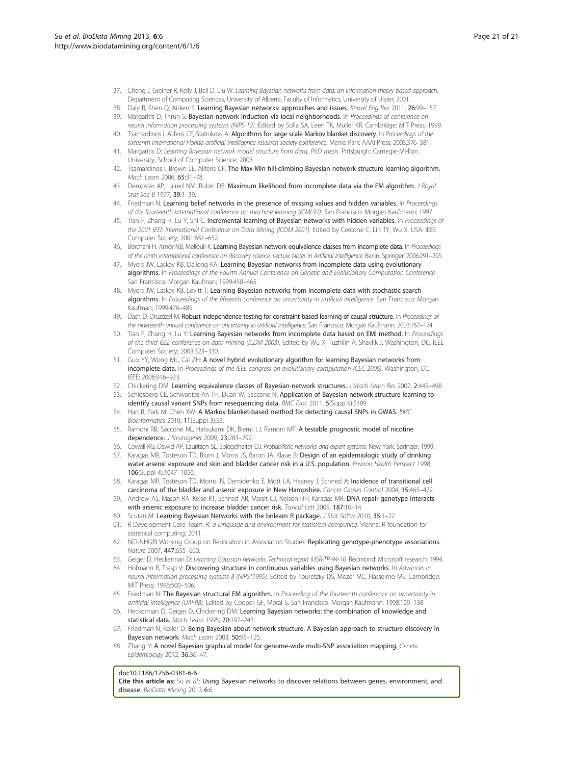37. Cheng J, Greiner R, Kelly J, Bell D, Liu W: *Learning Bayesian networks from data: an information-theory based approach.* Department of Computing Sciences, University of Alberta, Faculty of Informatics, University of Ulster; 2001.
38. Daly R, Shen Q, Aitken S: **Learning Bayesian networks: approaches and issues.** *Knowl Eng Rev* 2011, **26:**99–157.
39. Margaritis D, Thrun S: **Bayesian network induction via local neighborhoods.** In *Proceedings of conference on neural information processing systems (NIPS-12).* Edited by Solla SA, Leen TK, Müller KR. Cambridge: MIT Press; 1999.
40. Tsamardinos I, Aliferis CF, Statnikovs A: **Algorithms for large scale Markov blanket discovery.** In *Proceedings of the sixteenth international Florida artificial intelligence research society conference.* Menlo Park: AAAI Press; 2003:376–381.
41. Margaritis D: *Learning Bayesian network model structure from data, PhD thesis.* Pittsburgh: Carnegie-Mellon University, School of Computer Science; 2003.
42. Tsamardinos I, Brown LE, Aliferis CF: **The Max-Min hill-climbing Bayesian network structure learning algorithm.** *Mach Learn* 2006, **65:**31–78.
43. Dempster AP, Laired NM, Rubin DB: **Maximum likelihood from incomplete data via the EM algorithm.** *J Royal Stat Soc B* 1977, **39:**1–39.
44. Friedman N: **Learning belief networks in the presence of missing values and hidden variables.** In *Proceedings of the fourteenth international conference on machine learning (ICML97).* San Francisco: Morgan Kaufmann; 1997.
45. Tian F, Zhang H, Lu Y, Shi C: **Incremental learning of Bayesian networks with hidden variables.** In *Proceedings of the 2001 IEEE International Conference on Data Mining (ICDM 2001).* Edited by Cercone C, Lin TY, Wu X. USA: IEEE Computer Society; 2001:651–652.
46. Borchani H, Amor NB, Mellouli K: **Learning Bayesian network equivalence classes from incomplete data.** In *Proceedings of the ninth international conference on discovery science. Lecture Notes in Artificial Intelligence.* Berlin: Springer; 2006:291–295.
47. Myers JW, Laskey KB, DeJong KA: **Learning Bayesian networks from incomplete data using evolutionary algorithms.** In *Proceedings of the Fourth Annual Conference on Genetic and Evolutionary Computation Conference.* San Francisco: Morgan Kaufman; 1999:458–465.
48. Myers JW, Laskey KB, Levitt T: **Learning Bayesian networks from incomplete data with stochastic search algorithms.** In *Proceedings of the fifteenth conference on uncertainty in artificial intelligence.* San Francisco: Morgan Kaufman; 1999:476–485.
49. Dash D, Druzdzel M: **Robust independence testing for constraint-based learning of causal structure.** In *Proceedings of the nineteenth annual conference on uncertainty in artificial intelligence.* San Francisco: Morgan Kaufmann; 2003:167–174.
50. Tian F, Zhang H, Lu Y: **Learning Bayesian networks from incomplete data based on EMI method.** In *Proceedings of the third IEEE conference on data mining (ICDM 2003).* Edited by Wu X, Tuzhilin A, Shavlik J. Washington, DC: IEEE Computer Society; 2003:323–330.
51. Guo YY, Wong ML, Cai ZH: **A novel hybrid evolutionary algorithm for learning Bayesian networks from incomplete data.** In *Proceedings of the IEEE congress on evolutionary computation (CEC 2006).* Washington, DC: IEEE; 2006:916–923.
52. Chickering DM: **Learning equivalence classes of Bayesian-network structures.** *J Mach Learn Res* 2002, **2:**445–498.
53. Schlosberg CE, Schwantes-An TH, Duan W, Saccone N: **Application of Bayesian network structure learning to identify causal variant SNPs from resequencing data.** *BMC Proc* 2011, **5**(Supp 9):S109.
54. Han B, Park M, Chen XW: **A Markov blanket-based method for detecting causal SNPs in GWAS.** *BMC Bioinformatics* 2010, **11**(Suppl 3):S5.
55. Ramoni RB, Saccone NL, Hatsukami DK, Bierut LJ, Ramoni MF: **A testable prognostic model of nicotine dependence.** *J Neurogenet* 2009, **23:**283–292.
56. Cowell RG, Dawid AP, Lauritzen SL, Spiegelhalter DJ: *Probabilistic networks and expert systems.* New York: Springer; 1999.
57. Karagas MR, Tosteson TD, Blum J, Morris JS, Baron JA, Klaue B: **Design of an epidemiologic study of drinking water arsenic exposure and skin and bladder cancer risk in a U.S. population.** *Environ Health Perspect* 1998, **106**(Suppl 4):1047–1050.
58. Karagas MR, Tosteson TD, Morris JS, Demidenko E, Mott LA, Heaney J, Schned A: **Incidence of transitional cell carcinoma of the bladder and arsenic exposure in New Hampshire.** *Cancer Causes Control* 2004, **15:**465–472.
59. Andrew AS, Mason RA, Kelse KT, Schned AR, Marsit CJ, Nelson HH, Karagas MR: **DNA repair genotype interacts with arsenic exposure to increase bladder cancer risk.** *Toxicol Lett* 2009, **187:**10–14.
60. Scutari M: **Learning Bayesian Networks with the bnlearn R package.** *J Stat Softw* 2010, **35:**1–22.
61. R Development Core Team: *R: a language and environment for statistical computing.* Vienna: R foundation for statistical computing; 2011.
62. NCI-NHGRI Working Group on Replication in Association Studies: **Replicating genotype-phenotype associations.** *Nature* 2007, **447:**655–660.
63. Geiger D, Heckerman D: *Learning Gaussian networks, Technical report MSR-TR-94-10.* Redmond: Microsoft research; 1994.
64. Hofmann R, Tresp V: **Discovering structure in continuous variables using Bayesian networks.** In *Advances in neural information processing systems 8 (NIPS*1995).* Edited by Touretzky DS, Mozer MC, Hasselmo ME. Cambridge: MIT Press; 1996:500–506.
65. Friedman N: **The Bayesian structural EM algorithm.** In *Proceeding of the fourteenth conference on uncertainty in artificial intelligence (UAI-98).* Edited by Cooper GF, Moral S. San Francisco: Morgan Kaufmann; 1998:129–138.
66. Heckerman D, Geiger D, Chickering DM: **Learning Bayesian networks: the combination of knowledge and statistical data.** *Mach Learn* 1995, **20:**197–243.
67. Friedman N, Koller D: **Being Bayesian about network structure. A Bayesian approach to structure discovery in Bayesian network.** *Mach Learn* 2003, **50:**95–125.
68. Zhang Y: **A novel Bayesian graphical model for genome-wide multi-SNP association mapping.** *Genetic Epidemiology* 2012, **36:**36–47.

doi:10.1186/1756-0381-6-6

**Cite this article as:** Su *et al.*: Using Bayesian networks to discover relations between genes, environment, and disease. *BioData Mining* 2013 **6**:6.